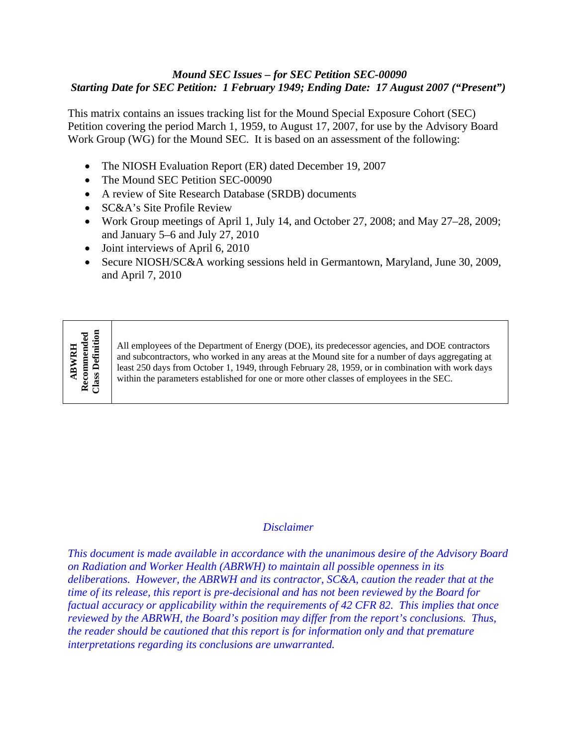***Mound SEC Issues – for SEC Petition SEC-00090***
***Starting Date for SEC Petition: 1 February 1949; Ending Date: 17 August 2007 ("Present")***

This matrix contains an issues tracking list for the Mound Special Exposure Cohort (SEC) Petition covering the period March 1, 1959, to August 17, 2007, for use by the Advisory Board Work Group (WG) for the Mound SEC. It is based on an assessment of the following:

- The NIOSH Evaluation Report (ER) dated December 19, 2007
- The Mound SEC Petition SEC-00090
- A review of Site Research Database (SRDB) documents
- SC&A's Site Profile Review
- Work Group meetings of April 1, July 14, and October 27, 2008; and May 27–28, 2009; and January 5–6 and July 27, 2010
- Joint interviews of April 6, 2010
- Secure NIOSH/SC&A working sessions held in Germantown, Maryland, June 30, 2009, and April 7, 2010

| **ABWRH Recommended Class Definition** | All employees of the Department of Energy (DOE), its predecessor agencies, and DOE contractors and subcontractors, who worked in any areas at the Mound site for a number of days aggregating at least 250 days from October 1, 1949, through February 28, 1959, or in combination with work days within the parameters established for one or more other classes of employees in the SEC. |
|---|---|

*Disclaimer*

*This document is made available in accordance with the unanimous desire of the Advisory Board on Radiation and Worker Health (ABRWH) to maintain all possible openness in its deliberations. However, the ABRWH and its contractor, SC&A, caution the reader that at the time of its release, this report is pre-decisional and has not been reviewed by the Board for factual accuracy or applicability within the requirements of 42 CFR 82. This implies that once reviewed by the ABRWH, the Board's position may differ from the report's conclusions. Thus, the reader should be cautioned that this report is for information only and that premature interpretations regarding its conclusions are unwarranted.*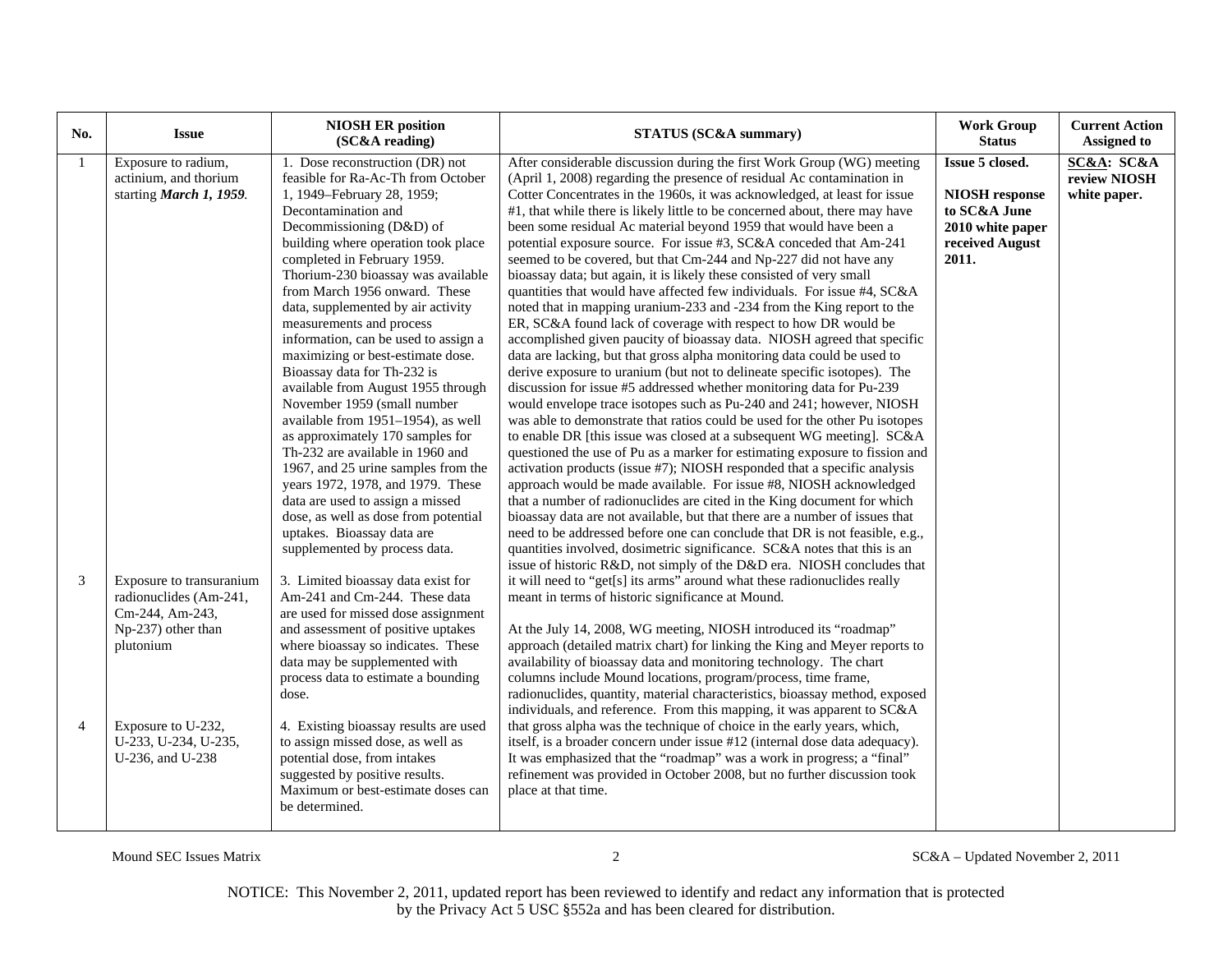| No. | Issue | NIOSH ER position (SC&A reading) | STATUS (SC&A summary) | Work Group Status | Current Action Assigned to |
|---|---|---|---|---|---|
| 1 | Exposure to radium, actinium, and thorium starting ***March 1, 1959***. | 1. Dose reconstruction (DR) not feasible for Ra-Ac-Th from October 1, 1949–February 28, 1959; Decontamination and Decommissioning (D&D) of building where operation took place completed in February 1959. Thorium-230 bioassay was available from March 1956 onward. These data, supplemented by air activity measurements and process information, can be used to assign a maximizing or best-estimate dose. Bioassay data for Th-232 is available from August 1955 through November 1959 (small number available from 1951–1954), as well as approximately 170 samples for Th-232 are available in 1960 and 1967, and 25 urine samples from the years 1972, 1978, and 1979. These data are used to assign a missed dose, as well as dose from potential uptakes. Bioassay data are supplemented by process data. | After considerable discussion during the first Work Group (WG) meeting (April 1, 2008) regarding the presence of residual Ac contamination in Cotter Concentrates in the 1960s, it was acknowledged, at least for issue #1, that while there is likely little to be concerned about, there may have been some residual Ac material beyond 1959 that would have been a potential exposure source. For issue #3, SC&A conceded that Am-241 seemed to be covered, but that Cm-244 and Np-227 did not have any bioassay data; but again, it is likely these consisted of very small quantities that would have affected few individuals. For issue #4, SC&A noted that in mapping uranium-233 and -234 from the King report to the ER, SC&A found lack of coverage with respect to how DR would be accomplished given paucity of bioassay data. NIOSH agreed that specific data are lacking, but that gross alpha monitoring data could be used to derive exposure to uranium (but not to delineate specific isotopes). The discussion for issue #5 addressed whether monitoring data for Pu-239 would envelope trace isotopes such as Pu-240 and 241; however, NIOSH was able to demonstrate that ratios could be used for the other Pu isotopes to enable DR [this issue was closed at a subsequent WG meeting]. SC&A questioned the use of Pu as a marker for estimating exposure to fission and activation products (issue #7); NIOSH responded that a specific analysis approach would be made available. For issue #8, NIOSH acknowledged that a number of radionuclides are cited in the King document for which bioassay data are not available, but that there are a number of issues that need to be addressed before one can conclude that DR is not feasible, e.g., quantities involved, dosimetric significance. SC&A notes that this is an issue of historic R&D, not simply of the D&D era. NIOSH concludes that it will need to "get[s] its arms" around what these radionuclides really meant in terms of historic significance at Mound.<br><br>At the July 14, 2008, WG meeting, NIOSH introduced its "roadmap" approach (detailed matrix chart) for linking the King and Meyer reports to availability of bioassay data and monitoring technology. The chart columns include Mound locations, program/process, time frame, radionuclides, quantity, material characteristics, bioassay method, exposed individuals, and reference. From this mapping, it was apparent to SC&A that gross alpha was the technique of choice in the early years, which, itself, is a broader concern under issue #12 (internal dose data adequacy). It was emphasized that the "roadmap" was a work in progress; a "final" refinement was provided in October 2008, but no further discussion took place at that time. | **Issue 5 closed.**<br><br>**NIOSH response to SC&A June 2010 white paper received August 2011.** | **<u>SC&A</u>: SC&A review NIOSH white paper.** |
| 3 | Exposure to transuranium radionuclides (Am-241, Cm-244, Am-243, Np-237) other than plutonium | 3. Limited bioassay data exist for Am-241 and Cm-244. These data are used for missed dose assignment and assessment of positive uptakes where bioassay so indicates. These data may be supplemented with process data to estimate a bounding dose. | | | |
| 4 | Exposure to U-232, U-233, U-234, U-235, U-236, and U-238 | 4. Existing bioassay results are used to assign missed dose, as well as potential dose, from intakes suggested by positive results. Maximum or best-estimate doses can be determined. | | | |

NOTICE: This November 2, 2011, updated report has been reviewed to identify and redact any information that is protected by the Privacy Act 5 USC §552a and has been cleared for distribution.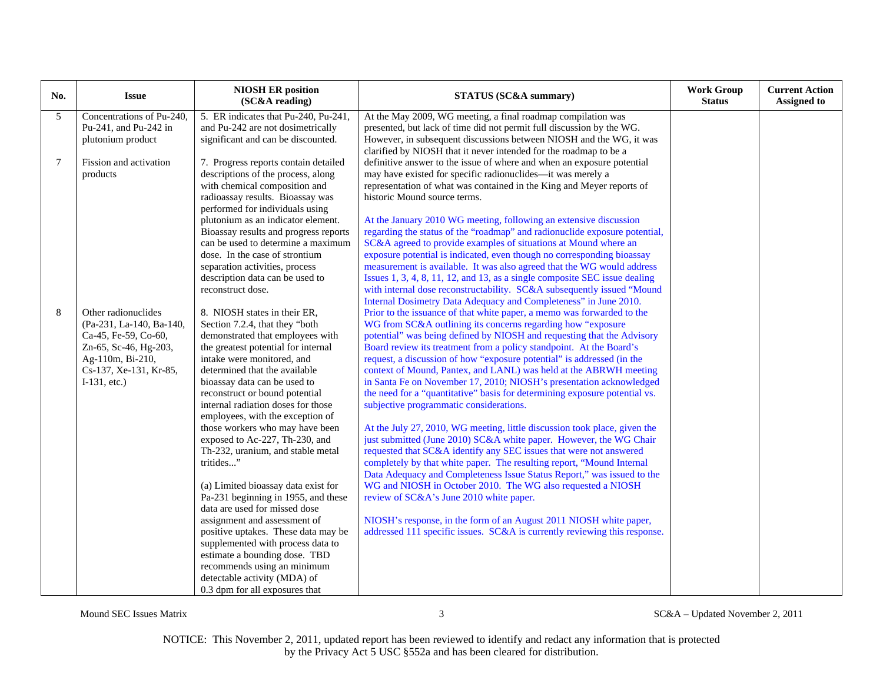| No. | Issue | NIOSH ER position (SC&A reading) | STATUS (SC&A summary) | Work Group Status | Current Action Assigned to |
|---|---|---|---|---|---|
| 5 | Concentrations of Pu-240, Pu-241, and Pu-242 in plutonium product | 5. ER indicates that Pu-240, Pu-241, and Pu-242 are not dosimetrically significant and can be discounted. | At the May 2009, WG meeting, a final roadmap compilation was presented, but lack of time did not permit full discussion by the WG. However, in subsequent discussions between NIOSH and the WG, it was clarified by NIOSH that it never intended for the roadmap to be a definitive answer to the issue of where and when an exposure potential may have existed for specific radionuclides—it was merely a representation of what was contained in the King and Meyer reports of historic Mound source terms.<br><br>At the January 2010 WG meeting, following an extensive discussion regarding the status of the "roadmap" and radionuclide exposure potential, SC&A agreed to provide examples of situations at Mound where an exposure potential is indicated, even though no corresponding bioassay measurement is available. It was also agreed that the WG would address Issues 1, 3, 4, 8, 11, 12, and 13, as a single composite SEC issue dealing with internal dose reconstructability. SC&A subsequently issued "Mound Internal Dosimetry Data Adequacy and Completeness" in June 2010. Prior to the issuance of that white paper, a memo was forwarded to the WG from SC&A outlining its concerns regarding how "exposure potential" was being defined by NIOSH and requesting that the Advisory Board review its treatment from a policy standpoint. At the Board's request, a discussion of how "exposure potential" is addressed (in the context of Mound, Pantex, and LANL) was held at the ABRWH meeting in Santa Fe on November 17, 2010; NIOSH's presentation acknowledged the need for a "quantitative" basis for determining exposure potential vs. subjective programmatic considerations.<br><br>At the July 27, 2010, WG meeting, little discussion took place, given the just submitted (June 2010) SC&A white paper. However, the WG Chair requested that SC&A identify any SEC issues that were not answered completely by that white paper. The resulting report, "Mound Internal Data Adequacy and Completeness Issue Status Report," was issued to the WG and NIOSH in October 2010. The WG also requested a NIOSH review of SC&A's June 2010 white paper.<br><br>NIOSH's response, in the form of an August 2011 NIOSH white paper, addressed 111 specific issues. SC&A is currently reviewing this response. | | |
| 7 | Fission and activation products | 7. Progress reports contain detailed descriptions of the process, along with chemical composition and radioassay results. Bioassay was performed for individuals using plutonium as an indicator element. Bioassay results and progress reports can be used to determine a maximum dose. In the case of strontium separation activities, process description data can be used to reconstruct dose. | | | |
| 8 | Other radionuclides (Pa-231, La-140, Ba-140, Ca-45, Fe-59, Co-60, Zn-65, Sc-46, Hg-203, Ag-110m, Bi-210, Cs-137, Xe-131, Kr-85, I-131, etc.) | 8. NIOSH states in their ER, Section 7.2.4, that they "both demonstrated that employees with the greatest potential for internal intake were monitored, and determined that the available bioassay data can be used to reconstruct or bound potential internal radiation doses for those employees, with the exception of those workers who may have been exposed to Ac-227, Th-230, and Th-232, uranium, and stable metal tritides..."<br><br>(a) Limited bioassay data exist for Pa-231 beginning in 1955, and these data are used for missed dose assignment and assessment of positive uptakes. These data may be supplemented with process data to estimate a bounding dose. TBD recommends using an minimum detectable activity (MDA) of 0.3 dpm for all exposures that | | | |

NOTICE: This November 2, 2011, updated report has been reviewed to identify and redact any information that is protected by the Privacy Act 5 USC §552a and has been cleared for distribution.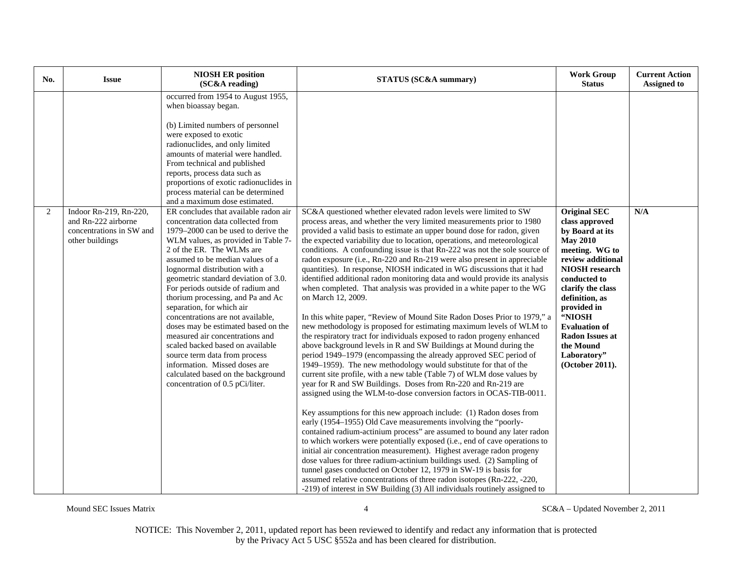| No. | Issue | NIOSH ER position (SC&A reading) | STATUS (SC&A summary) | Work Group Status | Current Action Assigned to |
|---|---|---|---|---|---|
| | | occurred from 1954 to August 1955, when bioassay began.<br><br>(b) Limited numbers of personnel were exposed to exotic radionuclides, and only limited amounts of material were handled. From technical and published reports, process data such as proportions of exotic radionuclides in process material can be determined and a maximum dose estimated. | | | |
| 2 | Indoor Rn-219, Rn-220, and Rn-222 airborne concentrations in SW and other buildings | ER concludes that available radon air concentration data collected from 1979–2000 can be used to derive the WLM values, as provided in Table 7-2 of the ER. The WLMs are assumed to be median values of a lognormal distribution with a geometric standard deviation of 3.0. For periods outside of radium and thorium processing, and Pa and Ac separation, for which air concentrations are not available, doses may be estimated based on the measured air concentrations and scaled backed based on available source term data from process information. Missed doses are calculated based on the background concentration of 0.5 pCi/liter. | SC&A questioned whether elevated radon levels were limited to SW process areas, and whether the very limited measurements prior to 1980 provided a valid basis to estimate an upper bound dose for radon, given the expected variability due to location, operations, and meteorological conditions. A confounding issue is that Rn-222 was not the sole source of radon exposure (i.e., Rn-220 and Rn-219 were also present in appreciable quantities). In response, NIOSH indicated in WG discussions that it had identified additional radon monitoring data and would provide its analysis when completed. That analysis was provided in a white paper to the WG on March 12, 2009.<br><br>In this white paper, "Review of Mound Site Radon Doses Prior to 1979," a new methodology is proposed for estimating maximum levels of WLM to the respiratory tract for individuals exposed to radon progeny enhanced above background levels in R and SW Buildings at Mound during the period 1949–1979 (encompassing the already approved SEC period of 1949–1959). The new methodology would substitute for that of the current site profile, with a new table (Table 7) of WLM dose values by year for R and SW Buildings. Doses from Rn-220 and Rn-219 are assigned using the WLM-to-dose conversion factors in OCAS-TIB-0011.<br><br>Key assumptions for this new approach include: (1) Radon doses from early (1954–1955) Old Cave measurements involving the "poorly-contained radium-actinium process" are assumed to bound any later radon to which workers were potentially exposed (i.e., end of cave operations to initial air concentration measurement). Highest average radon progeny dose values for three radium-actinium buildings used. (2) Sampling of tunnel gases conducted on October 12, 1979 in SW-19 is basis for assumed relative concentrations of three radon isotopes (Rn-222, -220, -219) of interest in SW Building (3) All individuals routinely assigned to | **Original SEC class approved by Board at its May 2010 meeting. WG to review additional NIOSH research conducted to clarify the class definition, as provided in "NIOSH Evaluation of Radon Issues at the Mound Laboratory" (October 2011).** | **N/A** |

NOTICE: This November 2, 2011, updated report has been reviewed to identify and redact any information that is protected by the Privacy Act 5 USC §552a and has been cleared for distribution.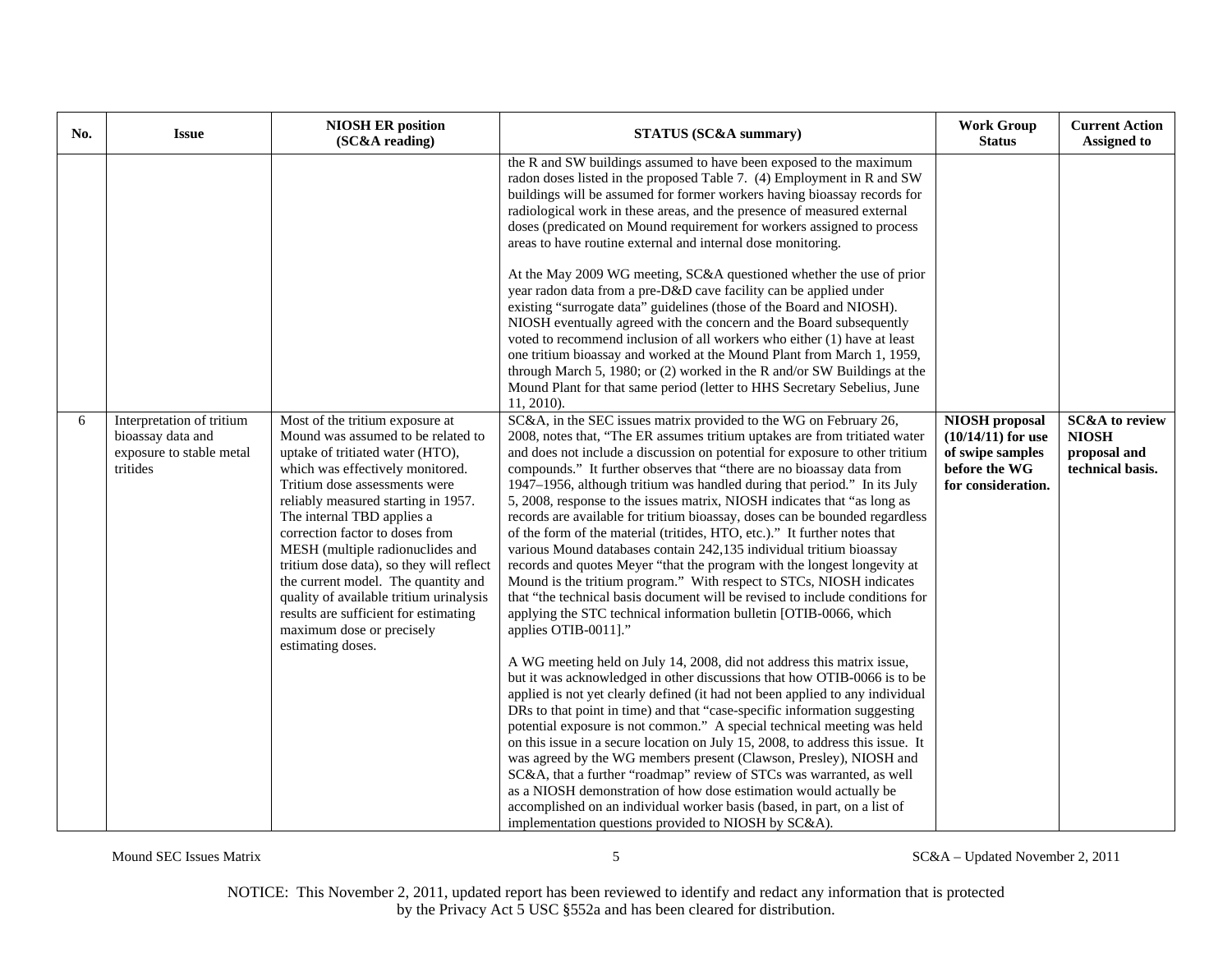| No. | Issue | NIOSH ER position (SC&A reading) | STATUS (SC&A summary) | Work Group Status | Current Action Assigned to |
|---|---|---|---|---|---|
| | | | the R and SW buildings assumed to have been exposed to the maximum radon doses listed in the proposed Table 7. (4) Employment in R and SW buildings will be assumed for former workers having bioassay records for radiological work in these areas, and the presence of measured external doses (predicated on Mound requirement for workers assigned to process areas to have routine external and internal dose monitoring.<br><br>At the May 2009 WG meeting, SC&A questioned whether the use of prior year radon data from a pre-D&D cave facility can be applied under existing "surrogate data" guidelines (those of the Board and NIOSH). NIOSH eventually agreed with the concern and the Board subsequently voted to recommend inclusion of all workers who either (1) have at least one tritium bioassay and worked at the Mound Plant from March 1, 1959, through March 5, 1980; or (2) worked in the R and/or SW Buildings at the Mound Plant for that same period (letter to HHS Secretary Sebelius, June 11, 2010). | | |
| 6 | Interpretation of tritium bioassay data and exposure to stable metal tritides | Most of the tritium exposure at Mound was assumed to be related to uptake of tritiated water (HTO), which was effectively monitored. Tritium dose assessments were reliably measured starting in 1957. The internal TBD applies a correction factor to doses from MESH (multiple radionuclides and tritium dose data), so they will reflect the current model. The quantity and quality of available tritium urinalysis results are sufficient for estimating maximum dose or precisely estimating doses. | SC&A, in the SEC issues matrix provided to the WG on February 26, 2008, notes that, "The ER assumes tritium uptakes are from tritiated water and does not include a discussion on potential for exposure to other tritium compounds." It further observes that "there are no bioassay data from 1947–1956, although tritium was handled during that period." In its July 5, 2008, response to the issues matrix, NIOSH indicates that "as long as records are available for tritium bioassay, doses can be bounded regardless of the form of the material (tritides, HTO, etc.)." It further notes that various Mound databases contain 242,135 individual tritium bioassay records and quotes Meyer "that the program with the longest longevity at Mound is the tritium program." With respect to STCs, NIOSH indicates that "the technical basis document will be revised to include conditions for applying the STC technical information bulletin [OTIB-0066, which applies OTIB-0011]."<br><br>A WG meeting held on July 14, 2008, did not address this matrix issue, but it was acknowledged in other discussions that how OTIB-0066 is to be applied is not yet clearly defined (it had not been applied to any individual DRs to that point in time) and that "case-specific information suggesting potential exposure is not common." A special technical meeting was held on this issue in a secure location on July 15, 2008, to address this issue. It was agreed by the WG members present (Clawson, Presley), NIOSH and SC&A, that a further "roadmap" review of STCs was warranted, as well as a NIOSH demonstration of how dose estimation would actually be accomplished on an individual worker basis (based, in part, on a list of implementation questions provided to NIOSH by SC&A). | **NIOSH proposal (10/14/11) for use of swipe samples before the WG for consideration.** | **SC&A to review NIOSH proposal and technical basis.** |

NOTICE: This November 2, 2011, updated report has been reviewed to identify and redact any information that is protected by the Privacy Act 5 USC §552a and has been cleared for distribution.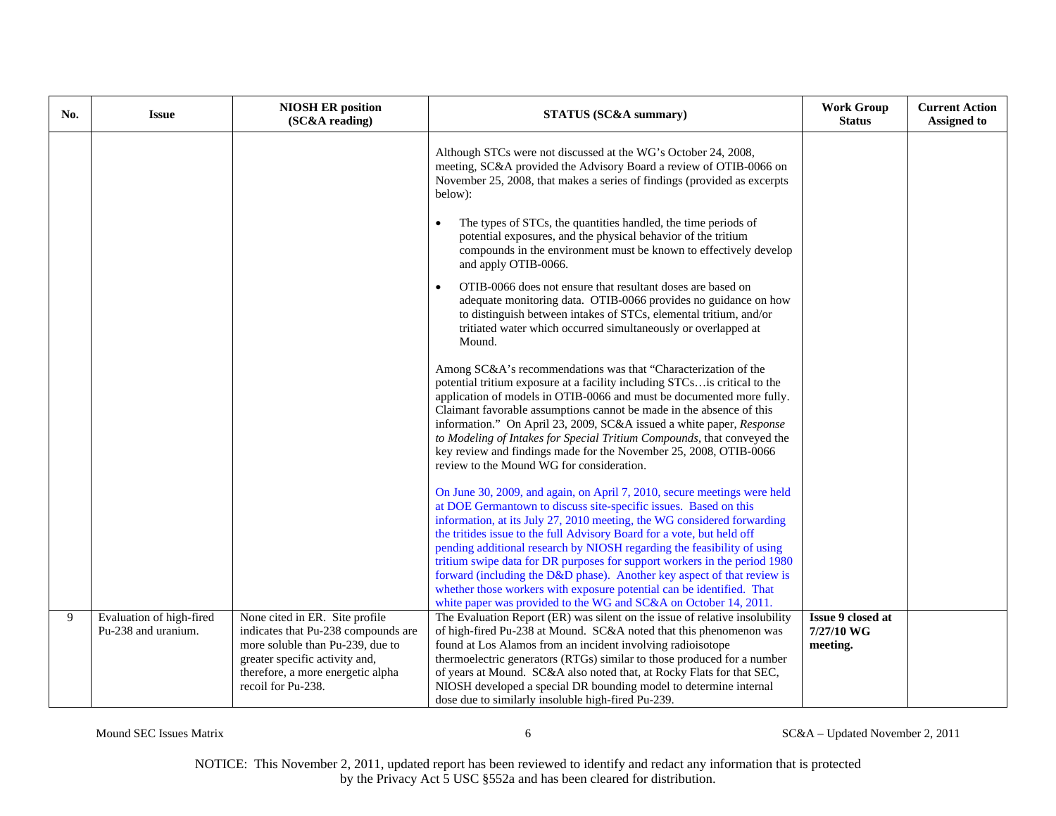| No. | Issue | NIOSH ER position (SC&A reading) | STATUS (SC&A summary) | Work Group Status | Current Action Assigned to |
|---|---|---|---|---|---|
| | | | Although STCs were not discussed at the WG's October 24, 2008, meeting, SC&A provided the Advisory Board a review of OTIB-0066 on November 25, 2008, that makes a series of findings (provided as excerpts below):<br><br>• The types of STCs, the quantities handled, the time periods of potential exposures, and the physical behavior of the tritium compounds in the environment must be known to effectively develop and apply OTIB-0066.<br><br>• OTIB-0066 does not ensure that resultant doses are based on adequate monitoring data. OTIB-0066 provides no guidance on how to distinguish between intakes of STCs, elemental tritium, and/or tritiated water which occurred simultaneously or overlapped at Mound.<br><br>Among SC&A's recommendations was that "Characterization of the potential tritium exposure at a facility including STCs…is critical to the application of models in OTIB-0066 and must be documented more fully. Claimant favorable assumptions cannot be made in the absence of this information." On April 23, 2009, SC&A issued a white paper, *Response to Modeling of Intakes for Special Tritium Compounds*, that conveyed the key review and findings made for the November 25, 2008, OTIB-0066 review to the Mound WG for consideration.<br><br>On June 30, 2009, and again, on April 7, 2010, secure meetings were held at DOE Germantown to discuss site-specific issues. Based on this information, at its July 27, 2010 meeting, the WG considered forwarding the tritides issue to the full Advisory Board for a vote, but held off pending additional research by NIOSH regarding the feasibility of using tritium swipe data for DR purposes for support workers in the period 1980 forward (including the D&D phase). Another key aspect of that review is whether those workers with exposure potential can be identified. That white paper was provided to the WG and SC&A on October 14, 2011. | | |
| 9 | Evaluation of high-fired Pu-238 and uranium. | None cited in ER. Site profile indicates that Pu-238 compounds are more soluble than Pu-239, due to greater specific activity and, therefore, a more energetic alpha recoil for Pu-238. | The Evaluation Report (ER) was silent on the issue of relative insolubility of high-fired Pu-238 at Mound. SC&A noted that this phenomenon was found at Los Alamos from an incident involving radioisotope thermoelectric generators (RTGs) similar to those produced for a number of years at Mound. SC&A also noted that, at Rocky Flats for that SEC, NIOSH developed a special DR bounding model to determine internal dose due to similarly insoluble high-fired Pu-239. | **Issue 9 closed at 7/27/10 WG meeting.** | |

NOTICE: This November 2, 2011, updated report has been reviewed to identify and redact any information that is protected by the Privacy Act 5 USC §552a and has been cleared for distribution.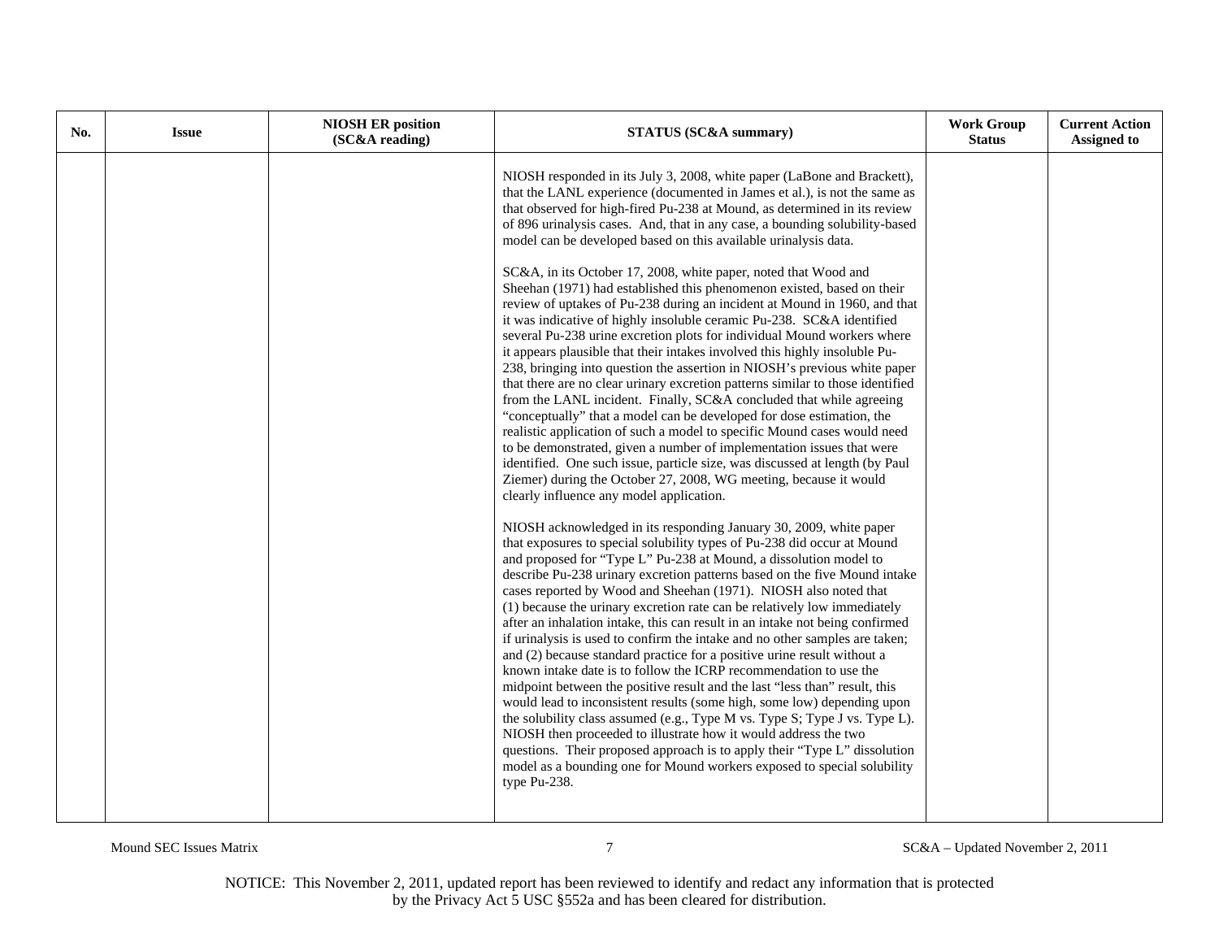| No. | Issue | NIOSH ER position (SC&A reading) | STATUS (SC&A summary) | Work Group Status | Current Action Assigned to |
|---|---|---|---|---|---|
| | | | NIOSH responded in its July 3, 2008, white paper (LaBone and Brackett), that the LANL experience (documented in James et al.), is not the same as that observed for high-fired Pu-238 at Mound, as determined in its review of 896 urinalysis cases. And, that in any case, a bounding solubility-based model can be developed based on this available urinalysis data.<br><br>SC&A, in its October 17, 2008, white paper, noted that Wood and Sheehan (1971) had established this phenomenon existed, based on their review of uptakes of Pu-238 during an incident at Mound in 1960, and that it was indicative of highly insoluble ceramic Pu-238. SC&A identified several Pu-238 urine excretion plots for individual Mound workers where it appears plausible that their intakes involved this highly insoluble Pu-238, bringing into question the assertion in NIOSH's previous white paper that there are no clear urinary excretion patterns similar to those identified from the LANL incident. Finally, SC&A concluded that while agreeing "conceptually" that a model can be developed for dose estimation, the realistic application of such a model to specific Mound cases would need to be demonstrated, given a number of implementation issues that were identified. One such issue, particle size, was discussed at length (by Paul Ziemer) during the October 27, 2008, WG meeting, because it would clearly influence any model application.<br><br>NIOSH acknowledged in its responding January 30, 2009, white paper that exposures to special solubility types of Pu-238 did occur at Mound and proposed for "Type L" Pu-238 at Mound, a dissolution model to describe Pu-238 urinary excretion patterns based on the five Mound intake cases reported by Wood and Sheehan (1971). NIOSH also noted that (1) because the urinary excretion rate can be relatively low immediately after an inhalation intake, this can result in an intake not being confirmed if urinalysis is used to confirm the intake and no other samples are taken; and (2) because standard practice for a positive urine result without a known intake date is to follow the ICRP recommendation to use the midpoint between the positive result and the last "less than" result, this would lead to inconsistent results (some high, some low) depending upon the solubility class assumed (e.g., Type M vs. Type S; Type J vs. Type L). NIOSH then proceeded to illustrate how it would address the two questions. Their proposed approach is to apply their "Type L" dissolution model as a bounding one for Mound workers exposed to special solubility type Pu-238. | | |

NOTICE: This November 2, 2011, updated report has been reviewed to identify and redact any information that is protected by the Privacy Act 5 USC §552a and has been cleared for distribution.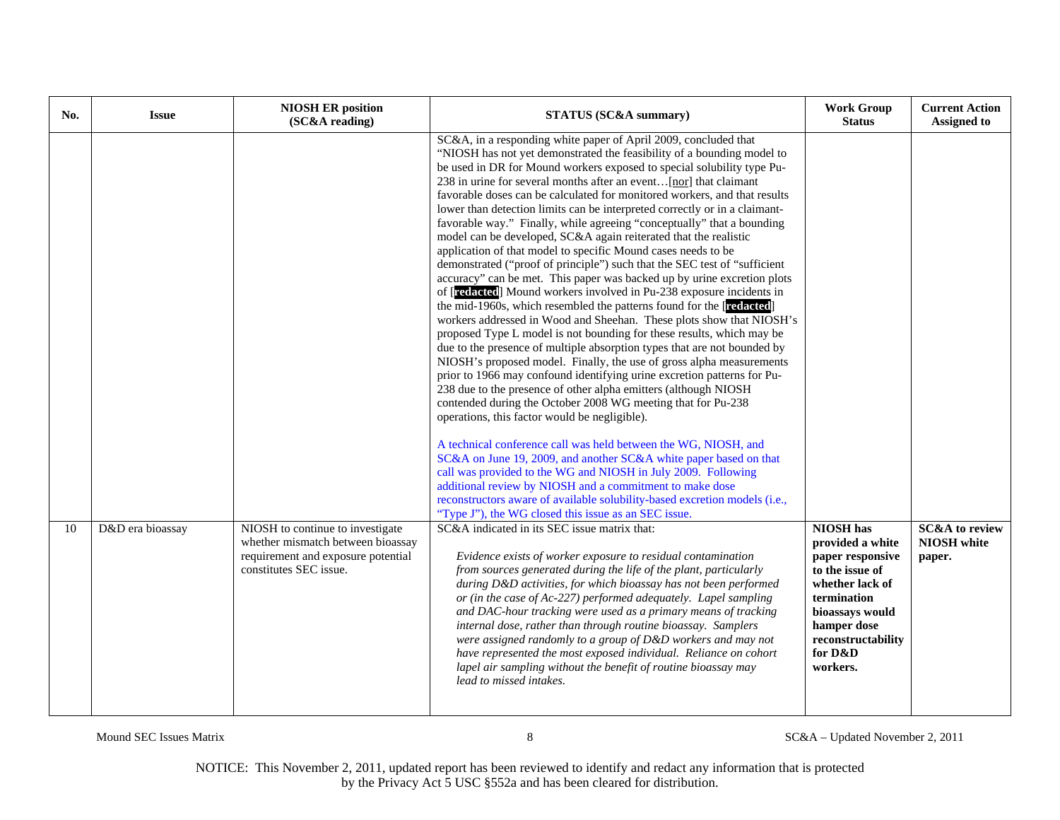| No. | Issue | NIOSH ER position (SC&A reading) | STATUS (SC&A summary) | Work Group Status | Current Action Assigned to |
|---|---|---|---|---|---|
| | | | SC&A, in a responding white paper of April 2009, concluded that "NIOSH has not yet demonstrated the feasibility of a bounding model to be used in DR for Mound workers exposed to special solubility type Pu-238 in urine for several months after an event…[nor] that claimant favorable doses can be calculated for monitored workers, and that results lower than detection limits can be interpreted correctly or in a claimant-favorable way." Finally, while agreeing "conceptually" that a bounding model can be developed, SC&A again reiterated that the realistic application of that model to specific Mound cases needs to be demonstrated ("proof of principle") such that the SEC test of "sufficient accuracy" can be met. This paper was backed up by urine excretion plots of [redacted] Mound workers involved in Pu-238 exposure incidents in the mid-1960s, which resembled the patterns found for the [redacted] workers addressed in Wood and Sheehan. These plots show that NIOSH's proposed Type L model is not bounding for these results, which may be due to the presence of multiple absorption types that are not bounded by NIOSH's proposed model. Finally, the use of gross alpha measurements prior to 1966 may confound identifying urine excretion patterns for Pu-238 due to the presence of other alpha emitters (although NIOSH contended during the October 2008 WG meeting that for Pu-238 operations, this factor would be negligible).<br><br>A technical conference call was held between the WG, NIOSH, and SC&A on June 19, 2009, and another SC&A white paper based on that call was provided to the WG and NIOSH in July 2009. Following additional review by NIOSH and a commitment to make dose reconstructors aware of available solubility-based excretion models (i.e., "Type J"), the WG closed this issue as an SEC issue. | | |
| 10 | D&D era bioassay | NIOSH to continue to investigate whether mismatch between bioassay requirement and exposure potential constitutes SEC issue. | SC&A indicated in its SEC issue matrix that:<br><br>*Evidence exists of worker exposure to residual contamination from sources generated during the life of the plant, particularly during D&D activities, for which bioassay has not been performed or (in the case of Ac-227) performed adequately. Lapel sampling and DAC-hour tracking were used as a primary means of tracking internal dose, rather than through routine bioassay. Samplers were assigned randomly to a group of D&D workers and may not have represented the most exposed individual. Reliance on cohort lapel air sampling without the benefit of routine bioassay may lead to missed intakes.* | **NIOSH has provided a white paper responsive to the issue of whether lack of termination bioassays would hamper dose reconstructability for D&D workers.** | **SC&A to review NIOSH white paper.** |

NOTICE: This November 2, 2011, updated report has been reviewed to identify and redact any information that is protected by the Privacy Act 5 USC §552a and has been cleared for distribution.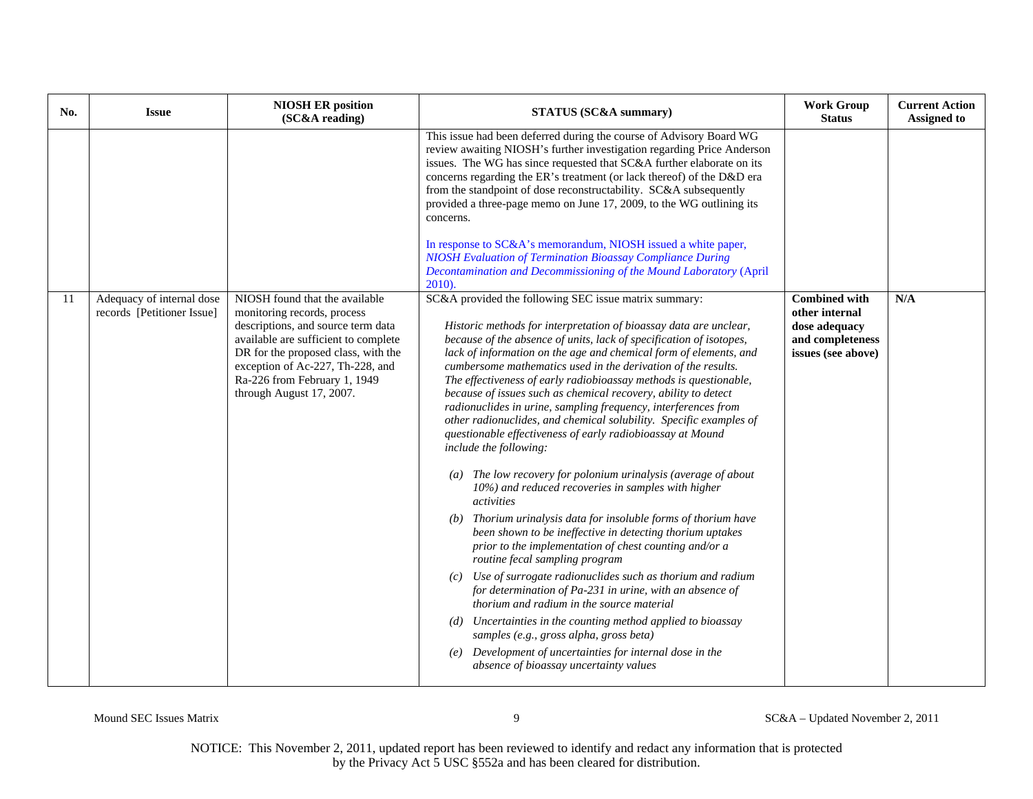| No. | Issue | NIOSH ER position (SC&A reading) | STATUS (SC&A summary) | Work Group Status | Current Action Assigned to |
|---|---|---|---|---|---|
| | | | This issue had been deferred during the course of Advisory Board WG review awaiting NIOSH's further investigation regarding Price Anderson issues. The WG has since requested that SC&A further elaborate on its concerns regarding the ER's treatment (or lack thereof) of the D&D era from the standpoint of dose reconstructability. SC&A subsequently provided a three-page memo on June 17, 2009, to the WG outlining its concerns.<br><br>In response to SC&A's memorandum, NIOSH issued a white paper, *NIOSH Evaluation of Termination Bioassay Compliance During Decontamination and Decommissioning of the Mound Laboratory* (April 2010). | | |
| 11 | Adequacy of internal dose records [Petitioner Issue] | NIOSH found that the available monitoring records, process descriptions, and source term data available are sufficient to complete DR for the proposed class, with the exception of Ac-227, Th-228, and Ra-226 from February 1, 1949 through August 17, 2007. | SC&A provided the following SEC issue matrix summary:<br><br>*Historic methods for interpretation of bioassay data are unclear, because of the absence of units, lack of specification of isotopes, lack of information on the age and chemical form of elements, and cumbersome mathematics used in the derivation of the results. The effectiveness of early radiobioassay methods is questionable, because of issues such as chemical recovery, ability to detect radionuclides in urine, sampling frequency, interferences from other radionuclides, and chemical solubility. Specific examples of questionable effectiveness of early radiobioassay at Mound include the following:*<br><br>*(a) The low recovery for polonium urinalysis (average of about 10%) and reduced recoveries in samples with higher activities*<br>*(b) Thorium urinalysis data for insoluble forms of thorium have been shown to be ineffective in detecting thorium uptakes prior to the implementation of chest counting and/or a routine fecal sampling program*<br>*(c) Use of surrogate radionuclides such as thorium and radium for determination of Pa-231 in urine, with an absence of thorium and radium in the source material*<br>*(d) Uncertainties in the counting method applied to bioassay samples (e.g., gross alpha, gross beta)*<br>*(e) Development of uncertainties for internal dose in the absence of bioassay uncertainty values* | **Combined with other internal dose adequacy and completeness issues (see above)** | **N/A** |

NOTICE: This November 2, 2011, updated report has been reviewed to identify and redact any information that is protected by the Privacy Act 5 USC §552a and has been cleared for distribution.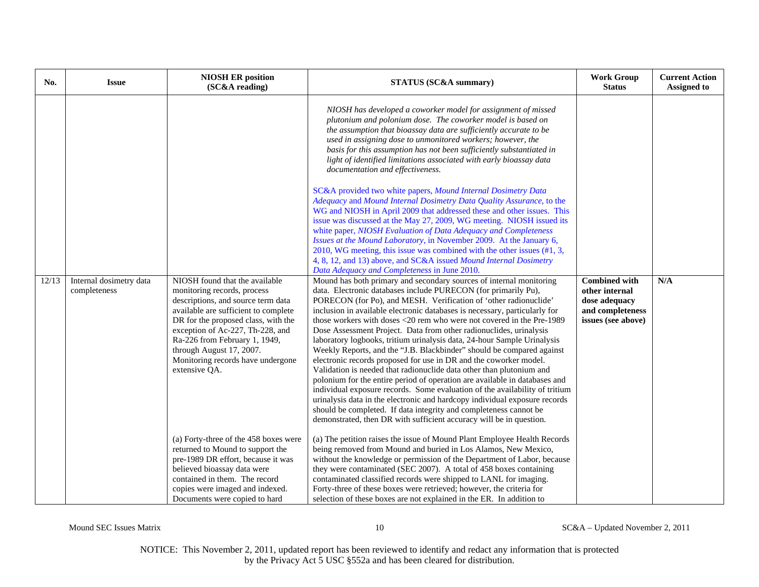| No. | Issue | NIOSH ER position (SC&A reading) | STATUS (SC&A summary) | Work Group Status | Current Action Assigned to |
|---|---|---|---|---|---|
| | | | *NIOSH has developed a coworker model for assignment of missed plutonium and polonium dose. The coworker model is based on the assumption that bioassay data are sufficiently accurate to be used in assigning dose to unmonitored workers; however, the basis for this assumption has not been sufficiently substantiated in light of identified limitations associated with early bioassay data documentation and effectiveness.*<br><br>SC&A provided two white papers, *Mound Internal Dosimetry Data Adequacy* and *Mound Internal Dosimetry Data Quality Assurance*, to the WG and NIOSH in April 2009 that addressed these and other issues. This issue was discussed at the May 27, 2009, WG meeting. NIOSH issued its white paper, *NIOSH Evaluation of Data Adequacy and Completeness Issues at the Mound Laboratory*, in November 2009. At the January 6, 2010, WG meeting, this issue was combined with the other issues (#1, 3, 4, 8, 12, and 13) above, and SC&A issued *Mound Internal Dosimetry Data Adequacy and Completeness* in June 2010. | | |
| 12/13 | Internal dosimetry data completeness | NIOSH found that the available monitoring records, process descriptions, and source term data available are sufficient to complete DR for the proposed class, with the exception of Ac-227, Th-228, and Ra-226 from February 1, 1949, through August 17, 2007. Monitoring records have undergone extensive QA.<br><br>(a) Forty-three of the 458 boxes were returned to Mound to support the pre-1989 DR effort, because it was believed bioassay data were contained in them. The record copies were imaged and indexed. Documents were copied to hard | Mound has both primary and secondary sources of internal monitoring data. Electronic databases include PURECON (for primarily Pu), PORECON (for Po), and MESH. Verification of 'other radionuclide' inclusion in available electronic databases is necessary, particularly for those workers with doses <20 rem who were not covered in the Pre-1989 Dose Assessment Project. Data from other radionuclides, urinalysis laboratory logbooks, tritium urinalysis data, 24-hour Sample Urinalysis Weekly Reports, and the "J.B. Blackbinder" should be compared against electronic records proposed for use in DR and the coworker model. Validation is needed that radionuclide data other than plutonium and polonium for the entire period of operation are available in databases and individual exposure records. Some evaluation of the availability of tritium urinalysis data in the electronic and hardcopy individual exposure records should be completed. If data integrity and completeness cannot be demonstrated, then DR with sufficient accuracy will be in question.<br><br>(a) The petition raises the issue of Mound Plant Employee Health Records being removed from Mound and buried in Los Alamos, New Mexico, without the knowledge or permission of the Department of Labor, because they were contaminated (SEC 2007). A total of 458 boxes containing contaminated classified records were shipped to LANL for imaging. Forty-three of these boxes were retrieved; however, the criteria for selection of these boxes are not explained in the ER. In addition to | **Combined with other internal dose adequacy and completeness issues (see above)** | **N/A** |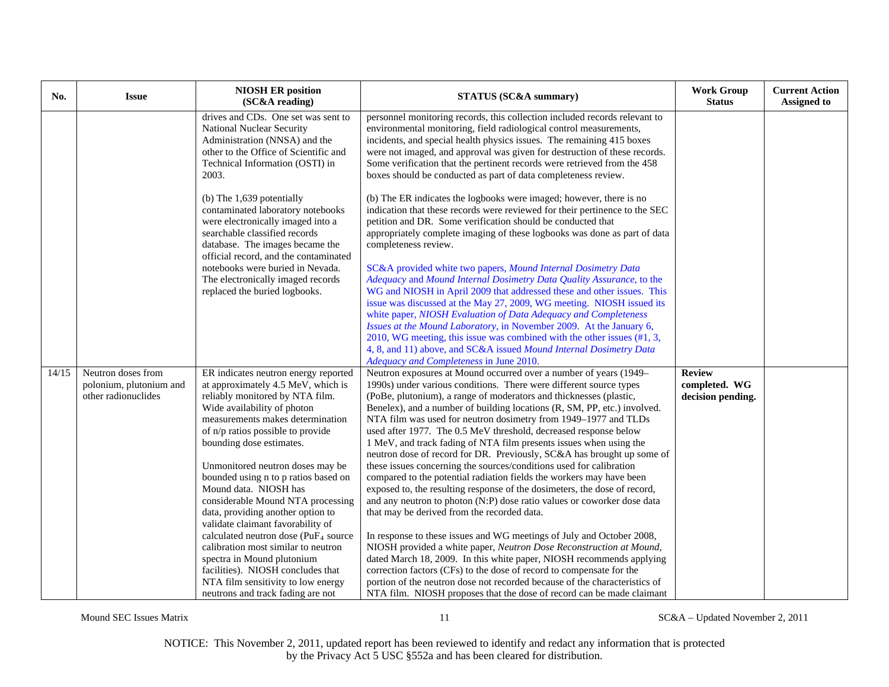| No. | Issue | NIOSH ER position (SC&A reading) | STATUS (SC&A summary) | Work Group Status | Current Action Assigned to |
|---|---|---|---|---|---|
| | | drives and CDs. One set was sent to National Nuclear Security Administration (NNSA) and the other to the Office of Scientific and Technical Information (OSTI) in 2003.<br><br>(b) The 1,639 potentially contaminated laboratory notebooks were electronically imaged into a searchable classified records database. The images became the official record, and the contaminated notebooks were buried in Nevada. The electronically imaged records replaced the buried logbooks. | personnel monitoring records, this collection included records relevant to environmental monitoring, field radiological control measurements, incidents, and special health physics issues. The remaining 415 boxes were not imaged, and approval was given for destruction of these records. Some verification that the pertinent records were retrieved from the 458 boxes should be conducted as part of data completeness review.<br><br>(b) The ER indicates the logbooks were imaged; however, there is no indication that these records were reviewed for their pertinence to the SEC petition and DR. Some verification should be conducted that appropriately complete imaging of these logbooks was done as part of data completeness review.<br><br>SC&A provided white two papers, *Mound Internal Dosimetry Data Adequacy* and *Mound Internal Dosimetry Data Quality Assurance,* to the WG and NIOSH in April 2009 that addressed these and other issues. This issue was discussed at the May 27, 2009, WG meeting. NIOSH issued its white paper, *NIOSH Evaluation of Data Adequacy and Completeness Issues at the Mound Laboratory*, in November 2009. At the January 6, 2010, WG meeting, this issue was combined with the other issues (#1, 3, 4, 8, and 11) above, and SC&A issued *Mound Internal Dosimetry Data Adequacy and Completeness* in June 2010. | | |
| 14/15 | Neutron doses from polonium, plutonium and other radionuclides | ER indicates neutron energy reported at approximately 4.5 MeV, which is reliably monitored by NTA film. Wide availability of photon measurements makes determination of n/p ratios possible to provide bounding dose estimates.<br><br>Unmonitored neutron doses may be bounded using n to p ratios based on Mound data. NIOSH has considerable Mound NTA processing data, providing another option to validate claimant favorability of calculated neutron dose ($PuF_4$ source calibration most similar to neutron spectra in Mound plutonium facilities). NIOSH concludes that NTA film sensitivity to low energy neutrons and track fading are not | Neutron exposures at Mound occurred over a number of years (1949–1990s) under various conditions. There were different source types (PoBe, plutonium), a range of moderators and thicknesses (plastic, Benelex), and a number of building locations (R, SM, PP, etc.) involved. NTA film was used for neutron dosimetry from 1949–1977 and TLDs used after 1977. The 0.5 MeV threshold, decreased response below 1 MeV, and track fading of NTA film presents issues when using the neutron dose of record for DR. Previously, SC&A has brought up some of these issues concerning the sources/conditions used for calibration compared to the potential radiation fields the workers may have been exposed to, the resulting response of the dosimeters, the dose of record, and any neutron to photon (N:P) dose ratio values or coworker dose data that may be derived from the recorded data.<br><br>In response to these issues and WG meetings of July and October 2008, NIOSH provided a white paper, *Neutron Dose Reconstruction at Mound,* dated March 18, 2009. In this white paper, NIOSH recommends applying correction factors (CFs) to the dose of record to compensate for the portion of the neutron dose not recorded because of the characteristics of NTA film. NIOSH proposes that the dose of record can be made claimant | **Review completed. WG decision pending.** | |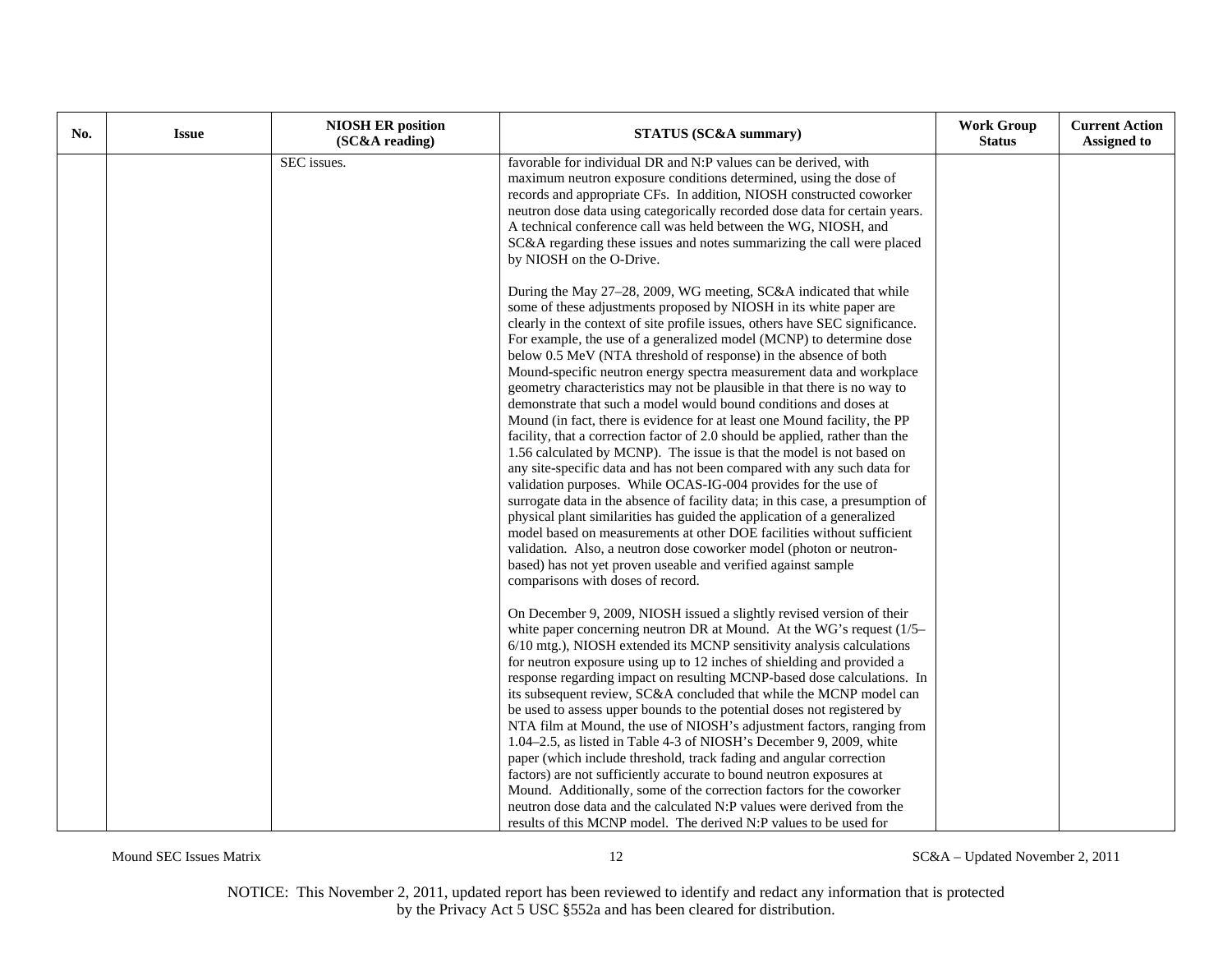| No. | Issue | NIOSH ER position (SC&A reading) | STATUS (SC&A summary) | Work Group Status | Current Action Assigned to |
|---|---|---|---|---|---|
| | | SEC issues. | favorable for individual DR and N:P values can be derived, with maximum neutron exposure conditions determined, using the dose of records and appropriate CFs. In addition, NIOSH constructed coworker neutron dose data using categorically recorded dose data for certain years. A technical conference call was held between the WG, NIOSH, and SC&A regarding these issues and notes summarizing the call were placed by NIOSH on the O-Drive.<br><br>During the May 27–28, 2009, WG meeting, SC&A indicated that while some of these adjustments proposed by NIOSH in its white paper are clearly in the context of site profile issues, others have SEC significance. For example, the use of a generalized model (MCNP) to determine dose below 0.5 MeV (NTA threshold of response) in the absence of both Mound-specific neutron energy spectra measurement data and workplace geometry characteristics may not be plausible in that there is no way to demonstrate that such a model would bound conditions and doses at Mound (in fact, there is evidence for at least one Mound facility, the PP facility, that a correction factor of 2.0 should be applied, rather than the 1.56 calculated by MCNP). The issue is that the model is not based on any site-specific data and has not been compared with any such data for validation purposes. While OCAS-IG-004 provides for the use of surrogate data in the absence of facility data; in this case, a presumption of physical plant similarities has guided the application of a generalized model based on measurements at other DOE facilities without sufficient validation. Also, a neutron dose coworker model (photon or neutron-based) has not yet proven useable and verified against sample comparisons with doses of record.<br><br>On December 9, 2009, NIOSH issued a slightly revised version of their white paper concerning neutron DR at Mound. At the WG's request (1/5–6/10 mtg.), NIOSH extended its MCNP sensitivity analysis calculations for neutron exposure using up to 12 inches of shielding and provided a response regarding impact on resulting MCNP-based dose calculations. In its subsequent review, SC&A concluded that while the MCNP model can be used to assess upper bounds to the potential doses not registered by NTA film at Mound, the use of NIOSH's adjustment factors, ranging from 1.04–2.5, as listed in Table 4-3 of NIOSH's December 9, 2009, white paper (which include threshold, track fading and angular correction factors) are not sufficiently accurate to bound neutron exposures at Mound. Additionally, some of the correction factors for the coworker neutron dose data and the calculated N:P values were derived from the results of this MCNP model. The derived N:P values to be used for | | |

NOTICE: This November 2, 2011, updated report has been reviewed to identify and redact any information that is protected by the Privacy Act 5 USC §552a and has been cleared for distribution.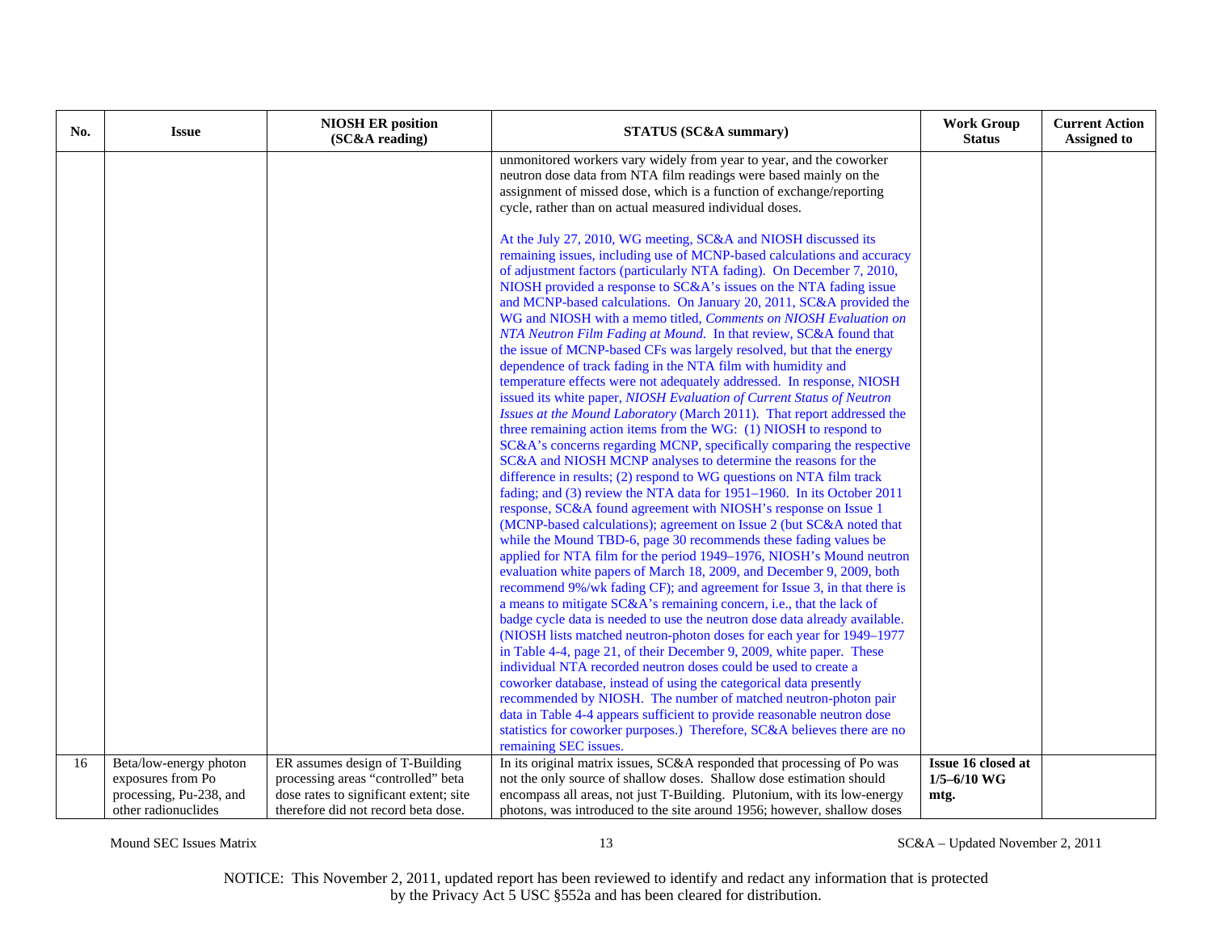| No. | Issue | NIOSH ER position (SC&A reading) | STATUS (SC&A summary) | Work Group Status | Current Action Assigned to |
|---|---|---|---|---|---|
| | | | unmonitored workers vary widely from year to year, and the coworker neutron dose data from NTA film readings were based mainly on the assignment of missed dose, which is a function of exchange/reporting cycle, rather than on actual measured individual doses.<br><br>At the July 27, 2010, WG meeting, SC&A and NIOSH discussed its remaining issues, including use of MCNP-based calculations and accuracy of adjustment factors (particularly NTA fading). On December 7, 2010, NIOSH provided a response to SC&A's issues on the NTA fading issue and MCNP-based calculations. On January 20, 2011, SC&A provided the WG and NIOSH with a memo titled, *Comments on NIOSH Evaluation on NTA Neutron Film Fading at Mound*. In that review, SC&A found that the issue of MCNP-based CFs was largely resolved, but that the energy dependence of track fading in the NTA film with humidity and temperature effects were not adequately addressed. In response, NIOSH issued its white paper, *NIOSH Evaluation of Current Status of Neutron Issues at the Mound Laboratory* (March 2011). That report addressed the three remaining action items from the WG: (1) NIOSH to respond to SC&A's concerns regarding MCNP, specifically comparing the respective SC&A and NIOSH MCNP analyses to determine the reasons for the difference in results; (2) respond to WG questions on NTA film track fading; and (3) review the NTA data for 1951–1960. In its October 2011 response, SC&A found agreement with NIOSH's response on Issue 1 (MCNP-based calculations); agreement on Issue 2 (but SC&A noted that while the Mound TBD-6, page 30 recommends these fading values be applied for NTA film for the period 1949–1976, NIOSH's Mound neutron evaluation white papers of March 18, 2009, and December 9, 2009, both recommend 9%/wk fading CF); and agreement for Issue 3, in that there is a means to mitigate SC&A's remaining concern, i.e., that the lack of badge cycle data is needed to use the neutron dose data already available. (NIOSH lists matched neutron-photon doses for each year for 1949–1977 in Table 4-4, page 21, of their December 9, 2009, white paper. These individual NTA recorded neutron doses could be used to create a coworker database, instead of using the categorical data presently recommended by NIOSH. The number of matched neutron-photon pair data in Table 4-4 appears sufficient to provide reasonable neutron dose statistics for coworker purposes.) Therefore, SC&A believes there are no remaining SEC issues. | | |
| 16 | Beta/low-energy photon exposures from Po processing, Pu-238, and other radionuclides | ER assumes design of T-Building processing areas "controlled" beta dose rates to significant extent; site therefore did not record beta dose. | In its original matrix issues, SC&A responded that processing of Po was not the only source of shallow doses. Shallow dose estimation should encompass all areas, not just T-Building. Plutonium, with its low-energy photons, was introduced to the site around 1956; however, shallow doses | **Issue 16 closed at 1/5–6/10 WG mtg.** | |

NOTICE: This November 2, 2011, updated report has been reviewed to identify and redact any information that is protected by the Privacy Act 5 USC §552a and has been cleared for distribution.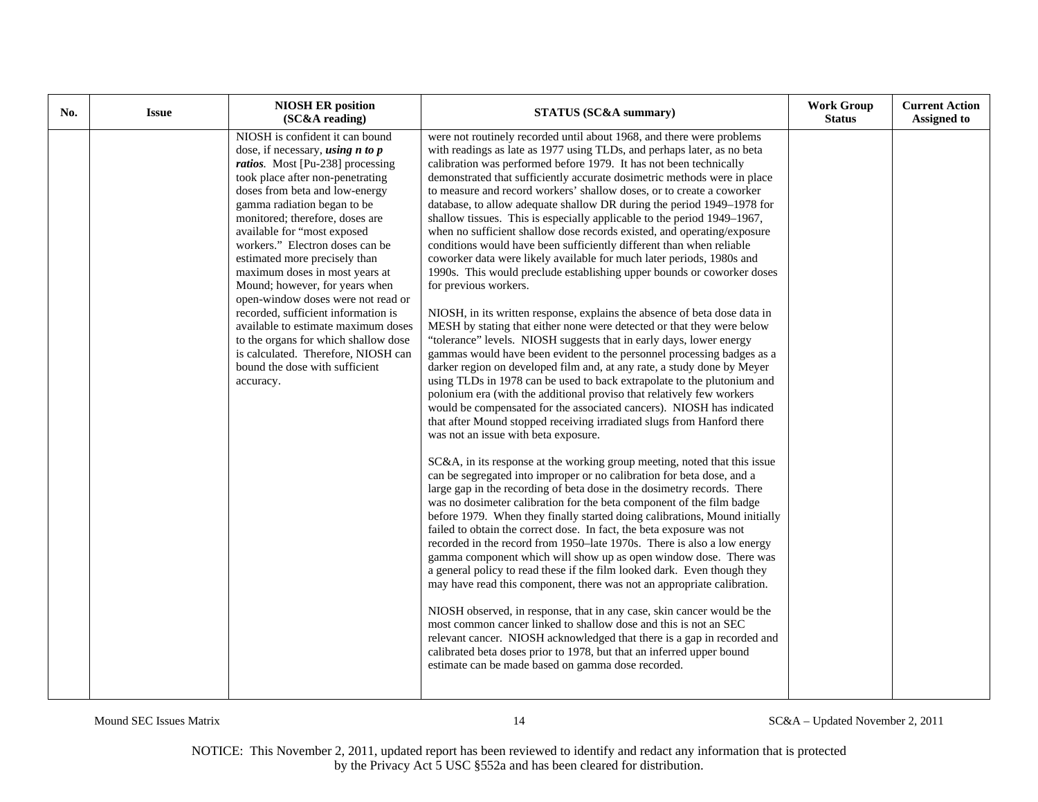| No. | Issue | NIOSH ER position (SC&A reading) | STATUS (SC&A summary) | Work Group Status | Current Action Assigned to |
|---|---|---|---|---|---|
| | | NIOSH is confident it can bound dose, if necessary, ***using n to p ratios***. Most [Pu-238] processing took place after non-penetrating doses from beta and low-energy gamma radiation began to be monitored; therefore, doses are available for "most exposed workers." Electron doses can be estimated more precisely than maximum doses in most years at Mound; however, for years when open-window doses were not read or recorded, sufficient information is available to estimate maximum doses to the organs for which shallow dose is calculated. Therefore, NIOSH can bound the dose with sufficient accuracy. | were not routinely recorded until about 1968, and there were problems with readings as late as 1977 using TLDs, and perhaps later, as no beta calibration was performed before 1979. It has not been technically demonstrated that sufficiently accurate dosimetric methods were in place to measure and record workers' shallow doses, or to create a coworker database, to allow adequate shallow DR during the period 1949–1978 for shallow tissues. This is especially applicable to the period 1949–1967, when no sufficient shallow dose records existed, and operating/exposure conditions would have been sufficiently different than when reliable coworker data were likely available for much later periods, 1980s and 1990s. This would preclude establishing upper bounds or coworker doses for previous workers.<br><br>NIOSH, in its written response, explains the absence of beta dose data in MESH by stating that either none were detected or that they were below "tolerance" levels. NIOSH suggests that in early days, lower energy gammas would have been evident to the personnel processing badges as a darker region on developed film and, at any rate, a study done by Meyer using TLDs in 1978 can be used to back extrapolate to the plutonium and polonium era (with the additional proviso that relatively few workers would be compensated for the associated cancers). NIOSH has indicated that after Mound stopped receiving irradiated slugs from Hanford there was not an issue with beta exposure.<br><br>SC&A, in its response at the working group meeting, noted that this issue can be segregated into improper or no calibration for beta dose, and a large gap in the recording of beta dose in the dosimetry records. There was no dosimeter calibration for the beta component of the film badge before 1979. When they finally started doing calibrations, Mound initially failed to obtain the correct dose. In fact, the beta exposure was not recorded in the record from 1950–late 1970s. There is also a low energy gamma component which will show up as open window dose. There was a general policy to read these if the film looked dark. Even though they may have read this component, there was not an appropriate calibration.<br><br>NIOSH observed, in response, that in any case, skin cancer would be the most common cancer linked to shallow dose and this is not an SEC relevant cancer. NIOSH acknowledged that there is a gap in recorded and calibrated beta doses prior to 1978, but that an inferred upper bound estimate can be made based on gamma dose recorded. | | |

NOTICE: This November 2, 2011, updated report has been reviewed to identify and redact any information that is protected by the Privacy Act 5 USC §552a and has been cleared for distribution.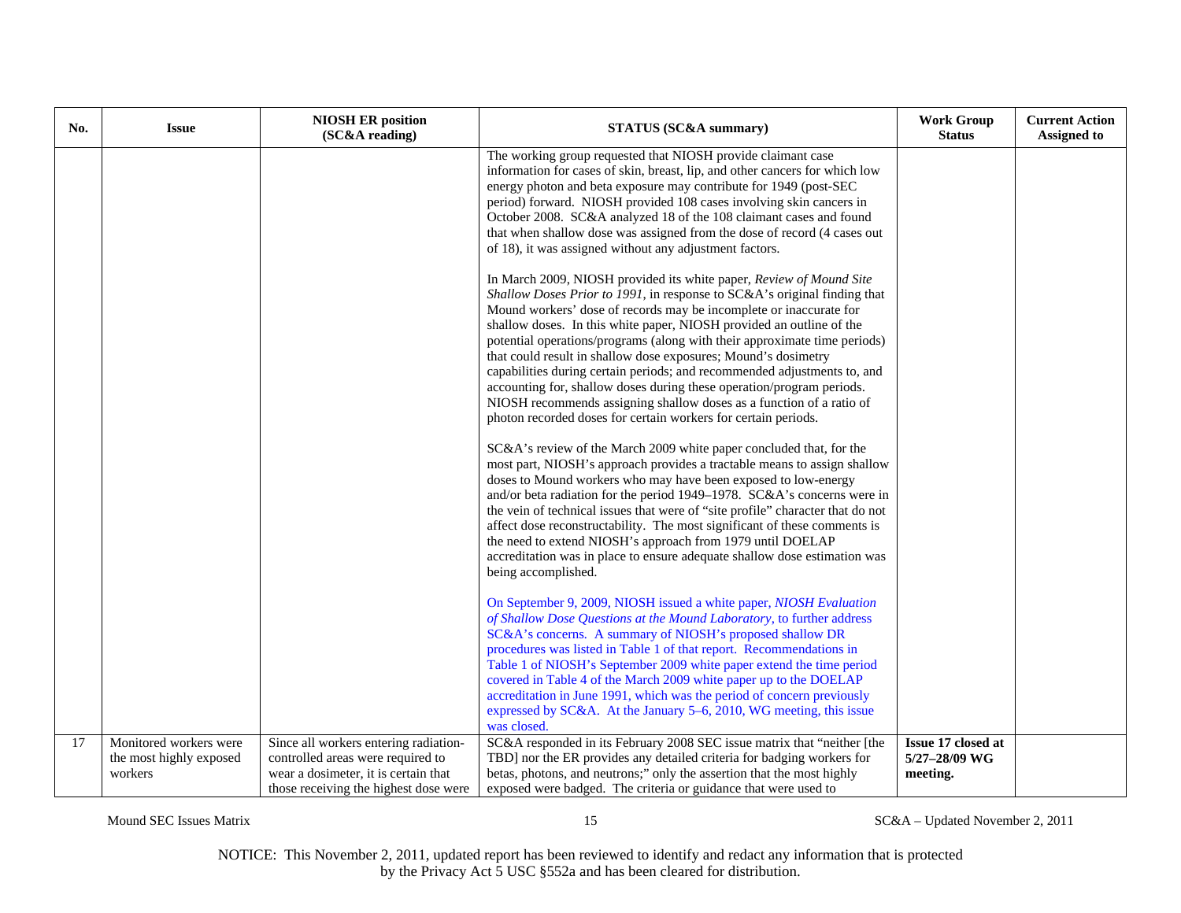| No. | Issue | NIOSH ER position (SC&A reading) | STATUS (SC&A summary) | Work Group Status | Current Action Assigned to |
|---|---|---|---|---|---|
| | | | The working group requested that NIOSH provide claimant case information for cases of skin, breast, lip, and other cancers for which low energy photon and beta exposure may contribute for 1949 (post-SEC period) forward. NIOSH provided 108 cases involving skin cancers in October 2008. SC&A analyzed 18 of the 108 claimant cases and found that when shallow dose was assigned from the dose of record (4 cases out of 18), it was assigned without any adjustment factors.<br><br>In March 2009, NIOSH provided its white paper, *Review of Mound Site Shallow Doses Prior to 1991*, in response to SC&A's original finding that Mound workers' dose of records may be incomplete or inaccurate for shallow doses. In this white paper, NIOSH provided an outline of the potential operations/programs (along with their approximate time periods) that could result in shallow dose exposures; Mound's dosimetry capabilities during certain periods; and recommended adjustments to, and accounting for, shallow doses during these operation/program periods. NIOSH recommends assigning shallow doses as a function of a ratio of photon recorded doses for certain workers for certain periods.<br><br>SC&A's review of the March 2009 white paper concluded that, for the most part, NIOSH's approach provides a tractable means to assign shallow doses to Mound workers who may have been exposed to low-energy and/or beta radiation for the period 1949–1978. SC&A's concerns were in the vein of technical issues that were of "site profile" character that do not affect dose reconstructability. The most significant of these comments is the need to extend NIOSH's approach from 1979 until DOELAP accreditation was in place to ensure adequate shallow dose estimation was being accomplished.<br><br>On September 9, 2009, NIOSH issued a white paper, *NIOSH Evaluation of Shallow Dose Questions at the Mound Laboratory*, to further address SC&A's concerns. A summary of NIOSH's proposed shallow DR procedures was listed in Table 1 of that report. Recommendations in Table 1 of NIOSH's September 2009 white paper extend the time period covered in Table 4 of the March 2009 white paper up to the DOELAP accreditation in June 1991, which was the period of concern previously expressed by SC&A. At the January 5–6, 2010, WG meeting, this issue was closed. | | |
| 17 | Monitored workers were the most highly exposed workers | Since all workers entering radiation-controlled areas were required to wear a dosimeter, it is certain that those receiving the highest dose were | SC&A responded in its February 2008 SEC issue matrix that "neither [the TBD] nor the ER provides any detailed criteria for badging workers for betas, photons, and neutrons;" only the assertion that the most highly exposed were badged. The criteria or guidance that were used to | **Issue 17 closed at 5/27–28/09 WG meeting.** | |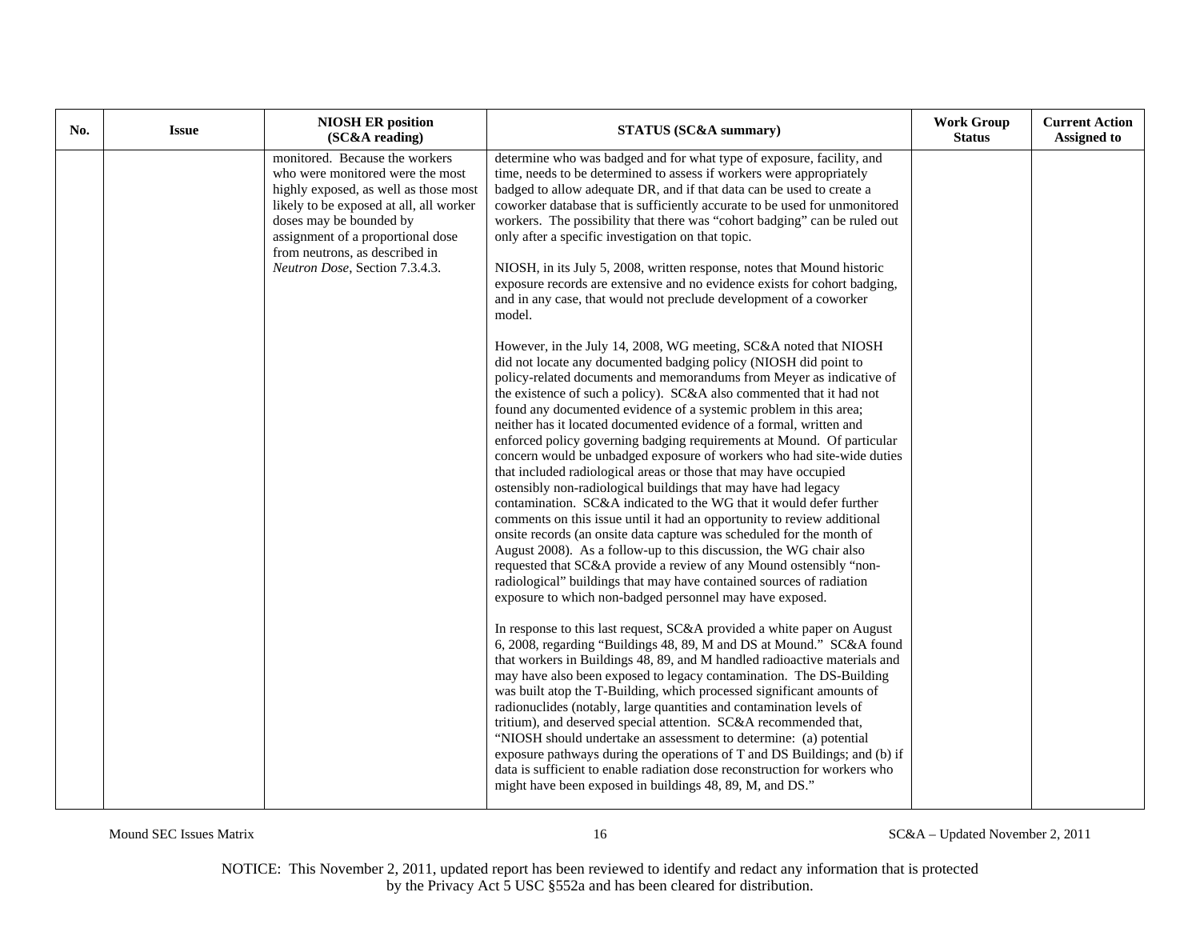| No. | Issue | NIOSH ER position (SC&A reading) | STATUS (SC&A summary) | Work Group Status | Current Action Assigned to |
|---|---|---|---|---|---|
| | | monitored. Because the workers who were monitored were the most highly exposed, as well as those most likely to be exposed at all, all worker doses may be bounded by assignment of a proportional dose from neutrons, as described in *Neutron Dose*, Section 7.3.4.3. | determine who was badged and for what type of exposure, facility, and time, needs to be determined to assess if workers were appropriately badged to allow adequate DR, and if that data can be used to create a coworker database that is sufficiently accurate to be used for unmonitored workers. The possibility that there was "cohort badging" can be ruled out only after a specific investigation on that topic.<br><br>NIOSH, in its July 5, 2008, written response, notes that Mound historic exposure records are extensive and no evidence exists for cohort badging, and in any case, that would not preclude development of a coworker model.<br><br>However, in the July 14, 2008, WG meeting, SC&A noted that NIOSH did not locate any documented badging policy (NIOSH did point to policy-related documents and memorandums from Meyer as indicative of the existence of such a policy). SC&A also commented that it had not found any documented evidence of a systemic problem in this area; neither has it located documented evidence of a formal, written and enforced policy governing badging requirements at Mound. Of particular concern would be unbadged exposure of workers who had site-wide duties that included radiological areas or those that may have occupied ostensibly non-radiological buildings that may have had legacy contamination. SC&A indicated to the WG that it would defer further comments on this issue until it had an opportunity to review additional onsite records (an onsite data capture was scheduled for the month of August 2008). As a follow-up to this discussion, the WG chair also requested that SC&A provide a review of any Mound ostensibly "non-radiological" buildings that may have contained sources of radiation exposure to which non-badged personnel may have exposed.<br><br>In response to this last request, SC&A provided a white paper on August 6, 2008, regarding "Buildings 48, 89, M and DS at Mound." SC&A found that workers in Buildings 48, 89, and M handled radioactive materials and may have also been exposed to legacy contamination. The DS-Building was built atop the T-Building, which processed significant amounts of radionuclides (notably, large quantities and contamination levels of tritium), and deserved special attention. SC&A recommended that, "NIOSH should undertake an assessment to determine: (a) potential exposure pathways during the operations of T and DS Buildings; and (b) if data is sufficient to enable radiation dose reconstruction for workers who might have been exposed in buildings 48, 89, M, and DS." | | |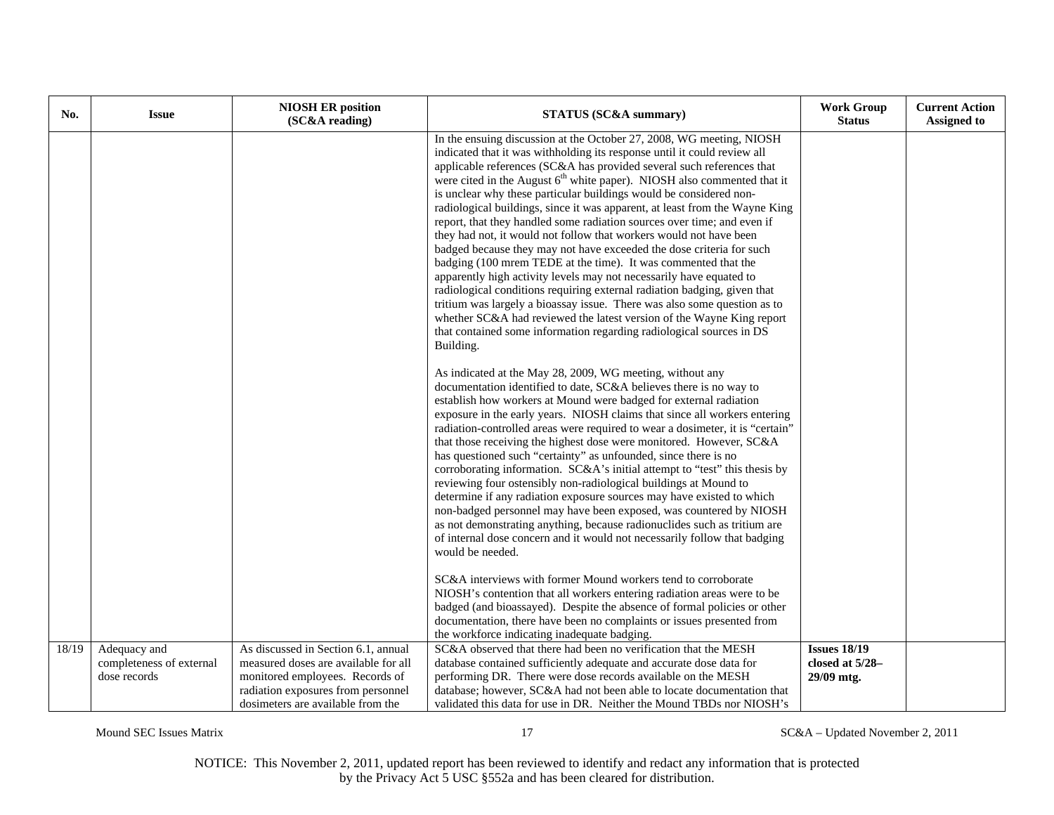| No. | Issue | NIOSH ER position (SC&A reading) | STATUS (SC&A summary) | Work Group Status | Current Action Assigned to |
|---|---|---|---|---|---|
| | | | In the ensuing discussion at the October 27, 2008, WG meeting, NIOSH indicated that it was withholding its response until it could review all applicable references (SC&A has provided several such references that were cited in the August 6th white paper). NIOSH also commented that it is unclear why these particular buildings would be considered non-radiological buildings, since it was apparent, at least from the Wayne King report, that they handled some radiation sources over time; and even if they had not, it would not follow that workers would not have been badged because they may not have exceeded the dose criteria for such badging (100 mrem TEDE at the time). It was commented that the apparently high activity levels may not necessarily have equated to radiological conditions requiring external radiation badging, given that tritium was largely a bioassay issue. There was also some question as to whether SC&A had reviewed the latest version of the Wayne King report that contained some information regarding radiological sources in DS Building.<br><br>As indicated at the May 28, 2009, WG meeting, without any documentation identified to date, SC&A believes there is no way to establish how workers at Mound were badged for external radiation exposure in the early years. NIOSH claims that since all workers entering radiation-controlled areas were required to wear a dosimeter, it is "certain" that those receiving the highest dose were monitored. However, SC&A has questioned such "certainty" as unfounded, since there is no corroborating information. SC&A's initial attempt to "test" this thesis by reviewing four ostensibly non-radiological buildings at Mound to determine if any radiation exposure sources may have existed to which non-badged personnel may have been exposed, was countered by NIOSH as not demonstrating anything, because radionuclides such as tritium are of internal dose concern and it would not necessarily follow that badging would be needed.<br><br>SC&A interviews with former Mound workers tend to corroborate NIOSH's contention that all workers entering radiation areas were to be badged (and bioassayed). Despite the absence of formal policies or other documentation, there have been no complaints or issues presented from the workforce indicating inadequate badging. | | |
| 18/19 | Adequacy and completeness of external dose records | As discussed in Section 6.1, annual measured doses are available for all monitored employees. Records of radiation exposures from personnel dosimeters are available from the | SC&A observed that there had been no verification that the MESH database contained sufficiently adequate and accurate dose data for performing DR. There were dose records available on the MESH database; however, SC&A had not been able to locate documentation that validated this data for use in DR. Neither the Mound TBDs nor NIOSH's | **Issues 18/19 closed at 5/28–29/09 mtg.** | |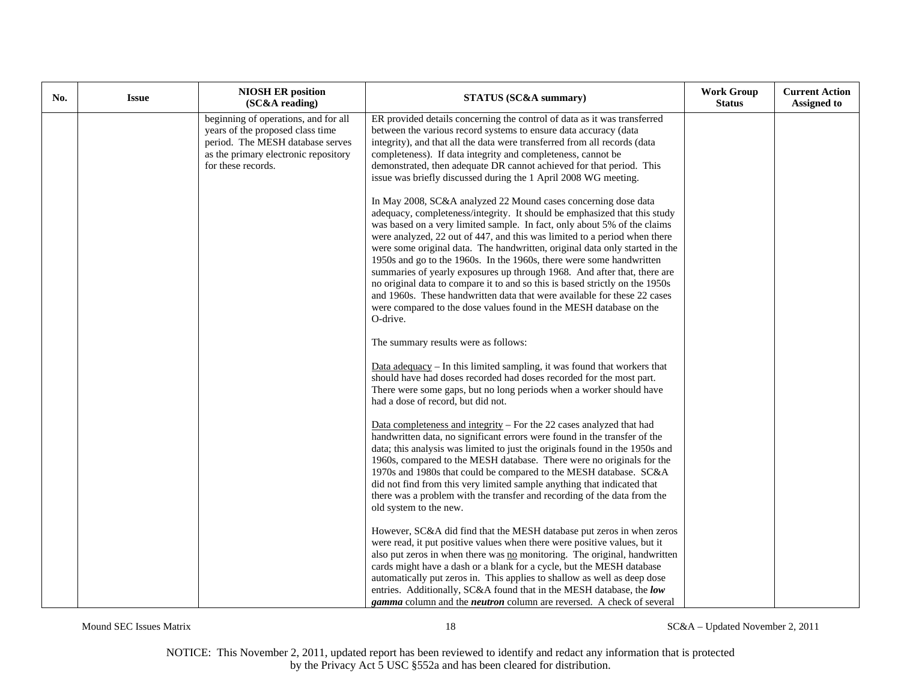| No. | Issue | NIOSH ER position (SC&A reading) | STATUS (SC&A summary) | Work Group Status | Current Action Assigned to |
|---|---|---|---|---|---|
| | | beginning of operations, and for all years of the proposed class time period. The MESH database serves as the primary electronic repository for these records. | ER provided details concerning the control of data as it was transferred between the various record systems to ensure data accuracy (data integrity), and that all the data were transferred from all records (data completeness). If data integrity and completeness, cannot be demonstrated, then adequate DR cannot achieved for that period. This issue was briefly discussed during the 1 April 2008 WG meeting.<br><br>In May 2008, SC&A analyzed 22 Mound cases concerning dose data adequacy, completeness/integrity. It should be emphasized that this study was based on a very limited sample. In fact, only about 5% of the claims were analyzed, 22 out of 447, and this was limited to a period when there were some original data. The handwritten, original data only started in the 1950s and go to the 1960s. In the 1960s, there were some handwritten summaries of yearly exposures up through 1968. And after that, there are no original data to compare it to and so this is based strictly on the 1950s and 1960s. These handwritten data that were available for these 22 cases were compared to the dose values found in the MESH database on the O-drive.<br><br>The summary results were as follows:<br><br><u>Data adequacy</u> – In this limited sampling, it was found that workers that should have had doses recorded had doses recorded for the most part. There were some gaps, but no long periods when a worker should have had a dose of record, but did not.<br><br><u>Data completeness and integrity</u> – For the 22 cases analyzed that had handwritten data, no significant errors were found in the transfer of the data; this analysis was limited to just the originals found in the 1950s and 1960s, compared to the MESH database. There were no originals for the 1970s and 1980s that could be compared to the MESH database. SC&A did not find from this very limited sample anything that indicated that there was a problem with the transfer and recording of the data from the old system to the new.<br><br>However, SC&A did find that the MESH database put zeros in when zeros were read, it put positive values when there were positive values, but it also put zeros in when there was <u>no</u> monitoring. The original, handwritten cards might have a dash or a blank for a cycle, but the MESH database automatically put zeros in. This applies to shallow as well as deep dose entries. Additionally, SC&A found that in the MESH database, the ***low gamma*** column and the ***neutron*** column are reversed. A check of several | | |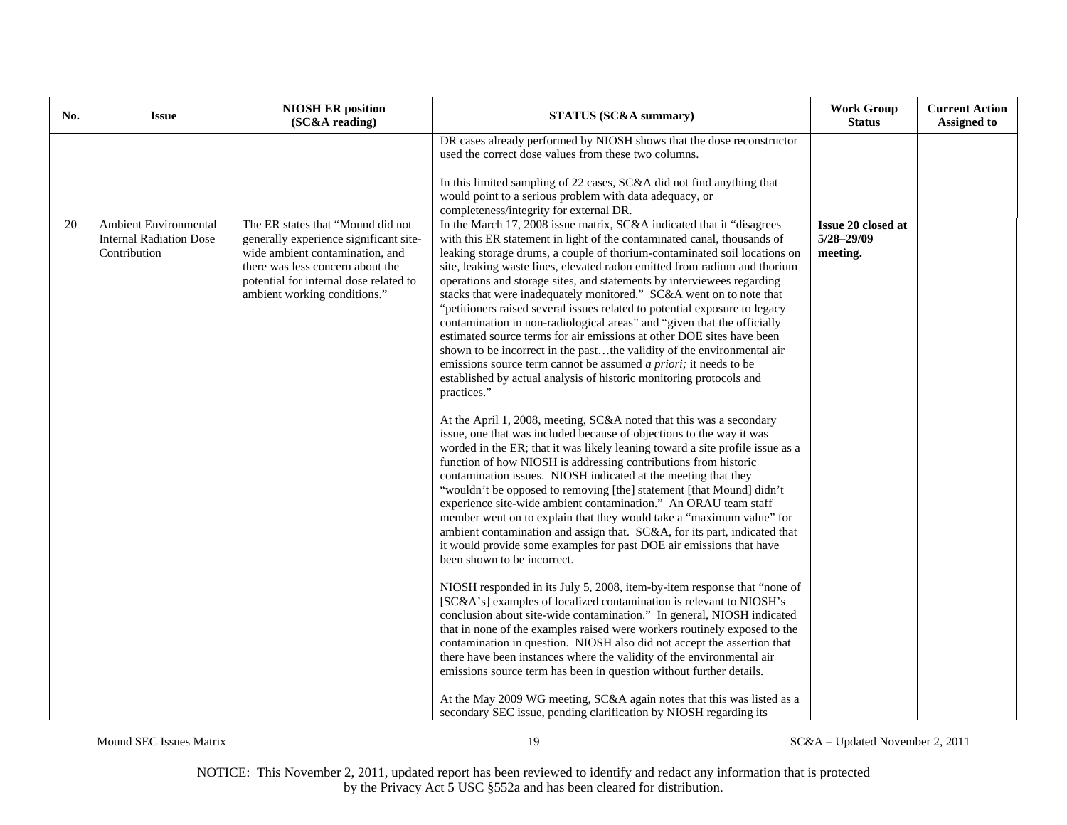| No. | Issue | NIOSH ER position (SC&A reading) | STATUS (SC&A summary) | Work Group Status | Current Action Assigned to |
|---|---|---|---|---|---|
| | | | DR cases already performed by NIOSH shows that the dose reconstructor used the correct dose values from these two columns.<br><br>In this limited sampling of 22 cases, SC&A did not find anything that would point to a serious problem with data adequacy, or completeness/integrity for external DR. | | |
| 20 | Ambient Environmental Internal Radiation Dose Contribution | The ER states that "Mound did not generally experience significant site-wide ambient contamination, and there was less concern about the potential for internal dose related to ambient working conditions." | In the March 17, 2008 issue matrix, SC&A indicated that it "disagrees with this ER statement in light of the contaminated canal, thousands of leaking storage drums, a couple of thorium-contaminated soil locations on site, leaking waste lines, elevated radon emitted from radium and thorium operations and storage sites, and statements by interviewees regarding stacks that were inadequately monitored." SC&A went on to note that "petitioners raised several issues related to potential exposure to legacy contamination in non-radiological areas" and "given that the officially estimated source terms for air emissions at other DOE sites have been shown to be incorrect in the past…the validity of the environmental air emissions source term cannot be assumed *a priori;* it needs to be established by actual analysis of historic monitoring protocols and practices."<br><br>At the April 1, 2008, meeting, SC&A noted that this was a secondary issue, one that was included because of objections to the way it was worded in the ER; that it was likely leaning toward a site profile issue as a function of how NIOSH is addressing contributions from historic contamination issues. NIOSH indicated at the meeting that they "wouldn't be opposed to removing [the] statement [that Mound] didn't experience site-wide ambient contamination." An ORAU team staff member went on to explain that they would take a "maximum value" for ambient contamination and assign that. SC&A, for its part, indicated that it would provide some examples for past DOE air emissions that have been shown to be incorrect.<br><br>NIOSH responded in its July 5, 2008, item-by-item response that "none of [SC&A's] examples of localized contamination is relevant to NIOSH's conclusion about site-wide contamination." In general, NIOSH indicated that in none of the examples raised were workers routinely exposed to the contamination in question. NIOSH also did not accept the assertion that there have been instances where the validity of the environmental air emissions source term has been in question without further details.<br><br>At the May 2009 WG meeting, SC&A again notes that this was listed as a secondary SEC issue, pending clarification by NIOSH regarding its | **Issue 20 closed at 5/28–29/09 meeting.** | |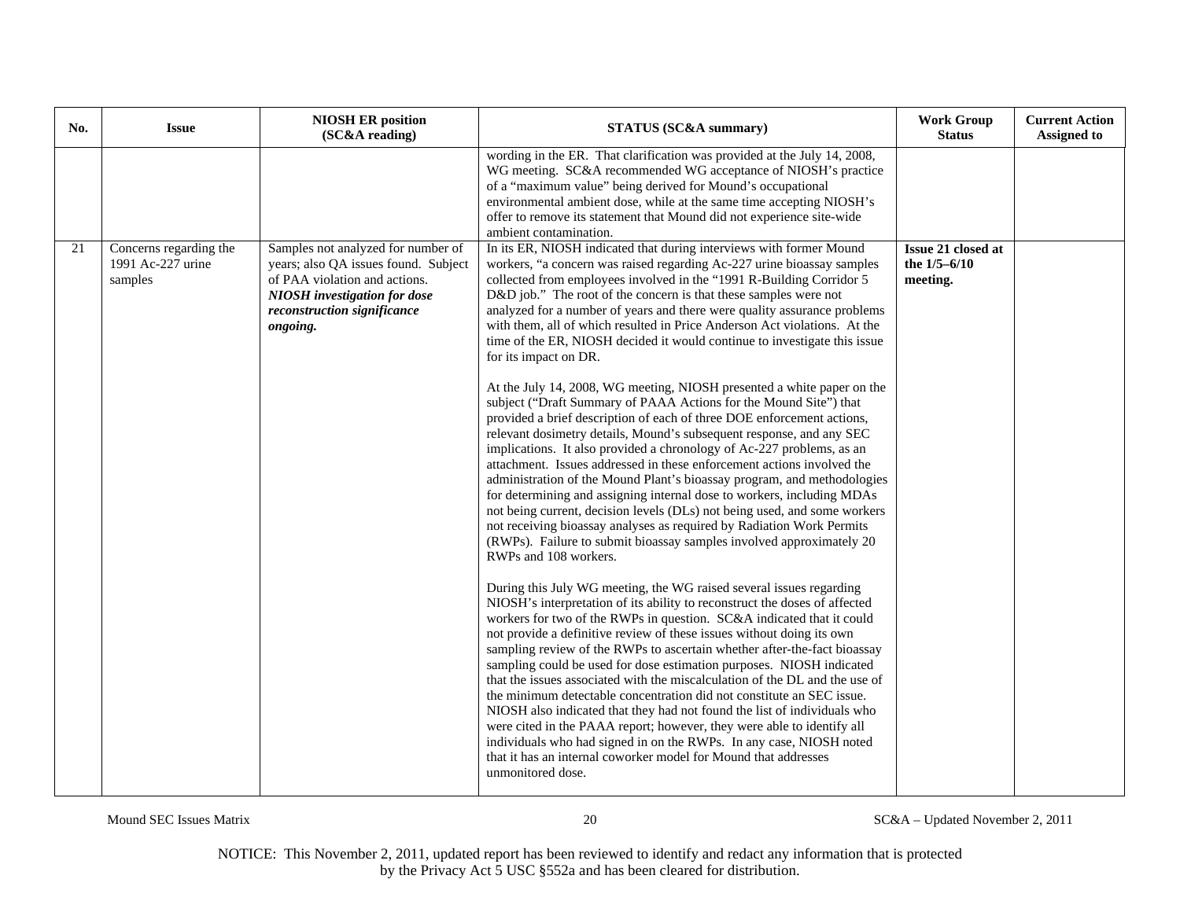| No. | Issue | NIOSH ER position (SC&A reading) | STATUS (SC&A summary) | Work Group Status | Current Action Assigned to |
|---|---|---|---|---|---|
| | | | wording in the ER. That clarification was provided at the July 14, 2008, WG meeting. SC&A recommended WG acceptance of NIOSH's practice of a "maximum value" being derived for Mound's occupational environmental ambient dose, while at the same time accepting NIOSH's offer to remove its statement that Mound did not experience site-wide ambient contamination. | | |
| 21 | Concerns regarding the 1991 Ac-227 urine samples | Samples not analyzed for number of years; also QA issues found. Subject of PAA violation and actions. ***NIOSH investigation for dose reconstruction significance ongoing.*** | In its ER, NIOSH indicated that during interviews with former Mound workers, "a concern was raised regarding Ac-227 urine bioassay samples collected from employees involved in the "1991 R-Building Corridor 5 D&D job." The root of the concern is that these samples were not analyzed for a number of years and there were quality assurance problems with them, all of which resulted in Price Anderson Act violations. At the time of the ER, NIOSH decided it would continue to investigate this issue for its impact on DR.<br><br>At the July 14, 2008, WG meeting, NIOSH presented a white paper on the subject ("Draft Summary of PAAA Actions for the Mound Site") that provided a brief description of each of three DOE enforcement actions, relevant dosimetry details, Mound's subsequent response, and any SEC implications. It also provided a chronology of Ac-227 problems, as an attachment. Issues addressed in these enforcement actions involved the administration of the Mound Plant's bioassay program, and methodologies for determining and assigning internal dose to workers, including MDAs not being current, decision levels (DLs) not being used, and some workers not receiving bioassay analyses as required by Radiation Work Permits (RWPs). Failure to submit bioassay samples involved approximately 20 RWPs and 108 workers.<br><br>During this July WG meeting, the WG raised several issues regarding NIOSH's interpretation of its ability to reconstruct the doses of affected workers for two of the RWPs in question. SC&A indicated that it could not provide a definitive review of these issues without doing its own sampling review of the RWPs to ascertain whether after-the-fact bioassay sampling could be used for dose estimation purposes. NIOSH indicated that the issues associated with the miscalculation of the DL and the use of the minimum detectable concentration did not constitute an SEC issue. NIOSH also indicated that they had not found the list of individuals who were cited in the PAAA report; however, they were able to identify all individuals who had signed in on the RWPs. In any case, NIOSH noted that it has an internal coworker model for Mound that addresses unmonitored dose. | **Issue 21 closed at the 1/5–6/10 meeting.** | |

NOTICE: This November 2, 2011, updated report has been reviewed to identify and redact any information that is protected by the Privacy Act 5 USC §552a and has been cleared for distribution.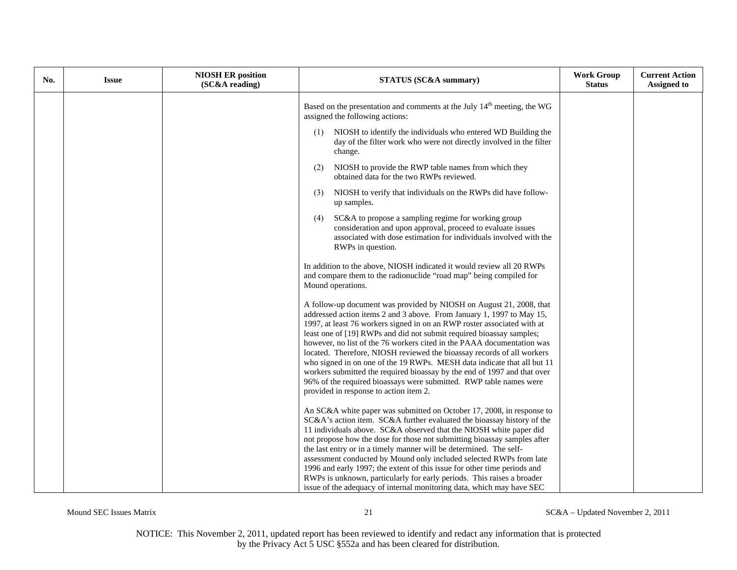| No. | Issue | NIOSH ER position (SC&A reading) | STATUS (SC&A summary) | Work Group Status | Current Action Assigned to |
|---|---|---|---|---|---|
| | | | Based on the presentation and comments at the July 14th meeting, the WG assigned the following actions:<br><br>(1) NIOSH to identify the individuals who entered WD Building the day of the filter work who were not directly involved in the filter change.<br><br>(2) NIOSH to provide the RWP table names from which they obtained data for the two RWPs reviewed.<br><br>(3) NIOSH to verify that individuals on the RWPs did have follow-up samples.<br><br>(4) SC&A to propose a sampling regime for working group consideration and upon approval, proceed to evaluate issues associated with dose estimation for individuals involved with the RWPs in question.<br><br>In addition to the above, NIOSH indicated it would review all 20 RWPs and compare them to the radionuclide "road map" being compiled for Mound operations.<br><br>A follow-up document was provided by NIOSH on August 21, 2008, that addressed action items 2 and 3 above. From January 1, 1997 to May 15, 1997, at least 76 workers signed in on an RWP roster associated with at least one of [19] RWPs and did not submit required bioassay samples; however, no list of the 76 workers cited in the PAAA documentation was located. Therefore, NIOSH reviewed the bioassay records of all workers who signed in on one of the 19 RWPs. MESH data indicate that all but 11 workers submitted the required bioassay by the end of 1997 and that over 96% of the required bioassays were submitted. RWP table names were provided in response to action item 2.<br><br>An SC&A white paper was submitted on October 17, 2008, in response to SC&A's action item. SC&A further evaluated the bioassay history of the 11 individuals above. SC&A observed that the NIOSH white paper did not propose how the dose for those not submitting bioassay samples after the last entry or in a timely manner will be determined. The self-assessment conducted by Mound only included selected RWPs from late 1996 and early 1997; the extent of this issue for other time periods and RWPs is unknown, particularly for early periods. This raises a broader issue of the adequacy of internal monitoring data, which may have SEC | | |

NOTICE: This November 2, 2011, updated report has been reviewed to identify and redact any information that is protected by the Privacy Act 5 USC §552a and has been cleared for distribution.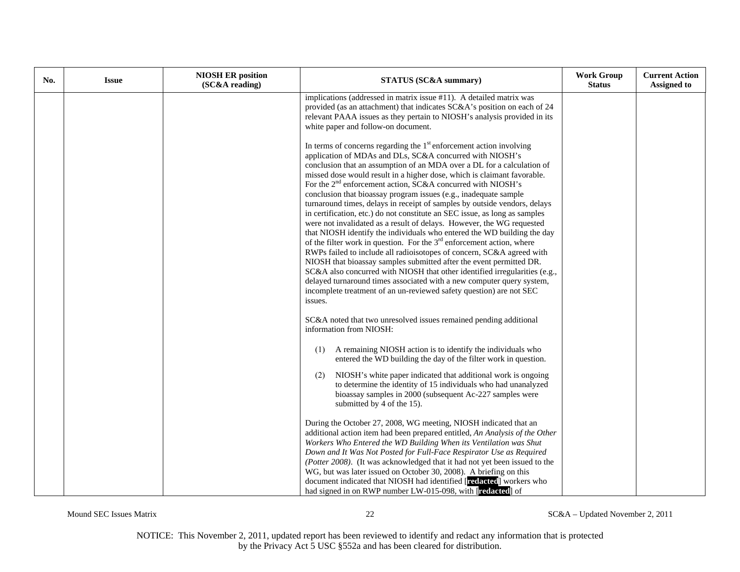| No. | Issue | NIOSH ER position (SC&A reading) | STATUS (SC&A summary) | Work Group Status | Current Action Assigned to |
|---|---|---|---|---|---|
| | | | implications (addressed in matrix issue #11). A detailed matrix was provided (as an attachment) that indicates SC&A's position on each of 24 relevant PAAA issues as they pertain to NIOSH's analysis provided in its white paper and follow-on document.<br><br>In terms of concerns regarding the 1st enforcement action involving application of MDAs and DLs, SC&A concurred with NIOSH's conclusion that an assumption of an MDA over a DL for a calculation of missed dose would result in a higher dose, which is claimant favorable. For the 2nd enforcement action, SC&A concurred with NIOSH's conclusion that bioassay program issues (e.g., inadequate sample turnaround times, delays in receipt of samples by outside vendors, delays in certification, etc.) do not constitute an SEC issue, as long as samples were not invalidated as a result of delays. However, the WG requested that NIOSH identify the individuals who entered the WD building the day of the filter work in question. For the 3rd enforcement action, where RWPs failed to include all radioisotopes of concern, SC&A agreed with NIOSH that bioassay samples submitted after the event permitted DR. SC&A also concurred with NIOSH that other identified irregularities (e.g., delayed turnaround times associated with a new computer query system, incomplete treatment of an un-reviewed safety question) are not SEC issues.<br><br>SC&A noted that two unresolved issues remained pending additional information from NIOSH:<br><br>(1) A remaining NIOSH action is to identify the individuals who entered the WD building the day of the filter work in question.<br><br>(2) NIOSH's white paper indicated that additional work is ongoing to determine the identity of 15 individuals who had unanalyzed bioassay samples in 2000 (subsequent Ac-227 samples were submitted by 4 of the 15).<br><br>During the October 27, 2008, WG meeting, NIOSH indicated that an additional action item had been prepared entitled, *An Analysis of the Other Workers Who Entered the WD Building When its Ventilation was Shut Down and It Was Not Posted for Full-Face Respirator Use as Required (Potter 2008)*. (It was acknowledged that it had not yet been issued to the WG, but was later issued on October 30, 2008). A briefing on this document indicated that NIOSH had identified [redacted] workers who had signed in on RWP number LW-015-098, with [redacted] of | | |

NOTICE: This November 2, 2011, updated report has been reviewed to identify and redact any information that is protected by the Privacy Act 5 USC §552a and has been cleared for distribution.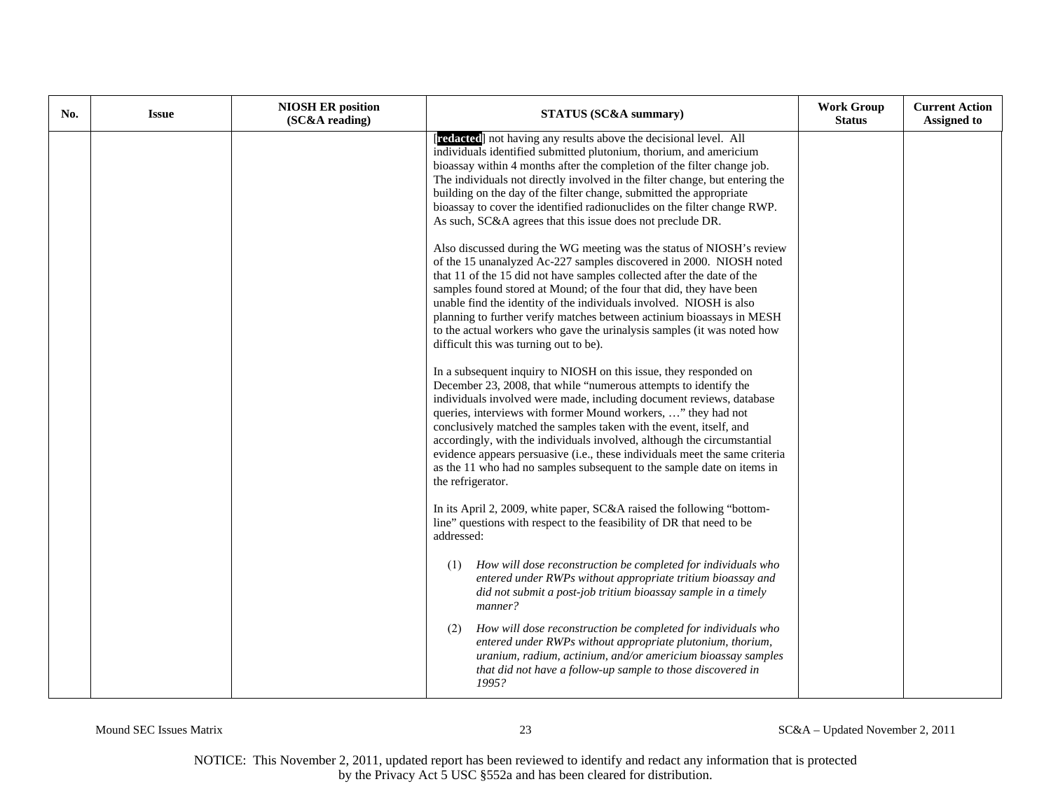| No. | Issue | NIOSH ER position (SC&A reading) | STATUS (SC&A summary) | Work Group Status | Current Action Assigned to |
|---|---|---|---|---|---|
| | | | [redacted] not having any results above the decisional level. All individuals identified submitted plutonium, thorium, and americium bioassay within 4 months after the completion of the filter change job. The individuals not directly involved in the filter change, but entering the building on the day of the filter change, submitted the appropriate bioassay to cover the identified radionuclides on the filter change RWP. As such, SC&A agrees that this issue does not preclude DR.<br><br>Also discussed during the WG meeting was the status of NIOSH's review of the 15 unanalyzed Ac-227 samples discovered in 2000. NIOSH noted that 11 of the 15 did not have samples collected after the date of the samples found stored at Mound; of the four that did, they have been unable find the identity of the individuals involved. NIOSH is also planning to further verify matches between actinium bioassays in MESH to the actual workers who gave the urinalysis samples (it was noted how difficult this was turning out to be).<br><br>In a subsequent inquiry to NIOSH on this issue, they responded on December 23, 2008, that while "numerous attempts to identify the individuals involved were made, including document reviews, database queries, interviews with former Mound workers, …" they had not conclusively matched the samples taken with the event, itself, and accordingly, with the individuals involved, although the circumstantial evidence appears persuasive (i.e., these individuals meet the same criteria as the 11 who had no samples subsequent to the sample date on items in the refrigerator.<br><br>In its April 2, 2009, white paper, SC&A raised the following "bottom-line" questions with respect to the feasibility of DR that need to be addressed:<br><br>(1) *How will dose reconstruction be completed for individuals who entered under RWPs without appropriate tritium bioassay and did not submit a post-job tritium bioassay sample in a timely manner?*<br><br>(2) *How will dose reconstruction be completed for individuals who entered under RWPs without appropriate plutonium, thorium, uranium, radium, actinium, and/or americium bioassay samples that did not have a follow-up sample to those discovered in 1995?* | | |

NOTICE: This November 2, 2011, updated report has been reviewed to identify and redact any information that is protected by the Privacy Act 5 USC §552a and has been cleared for distribution.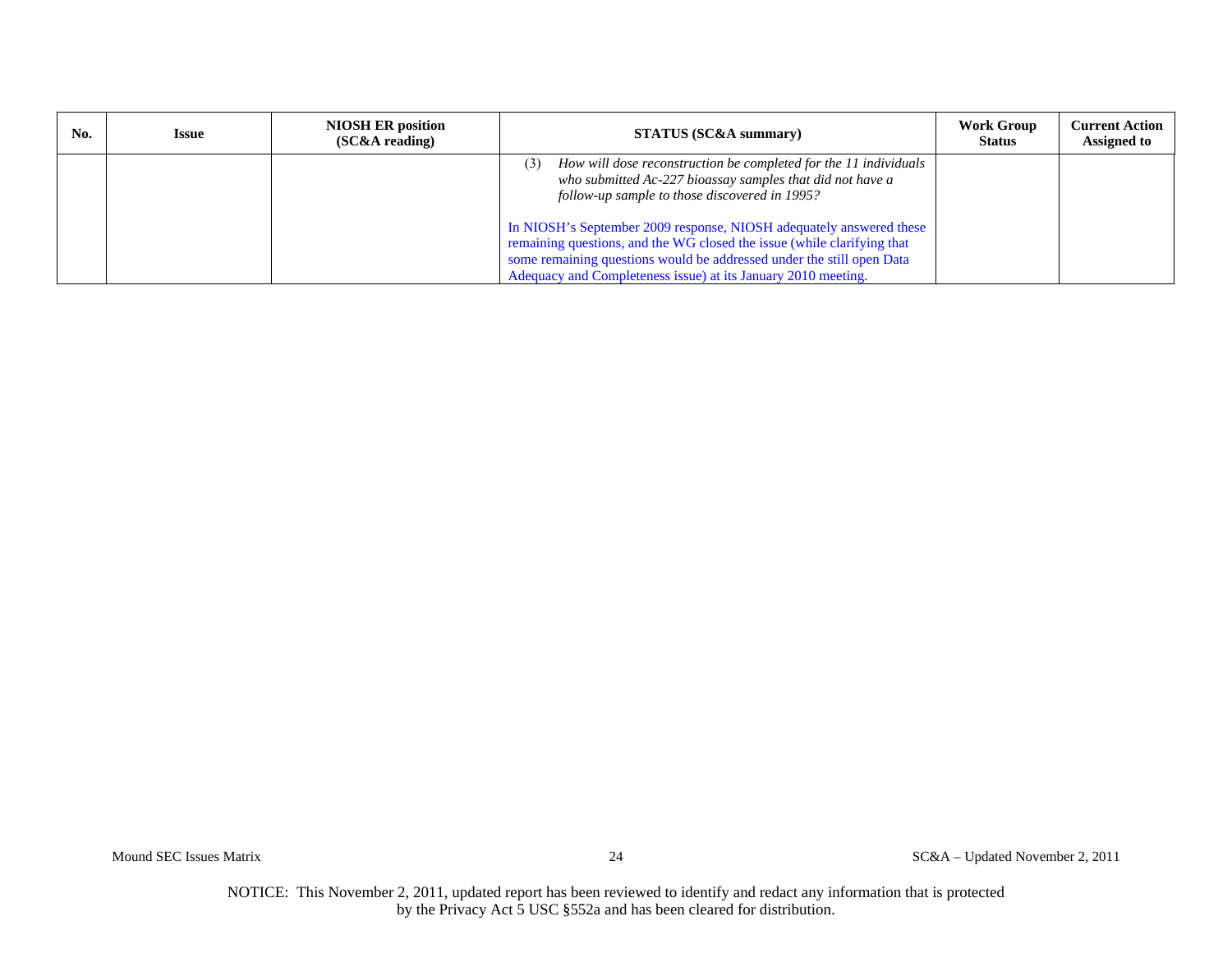| No. | Issue | NIOSH ER position (SC&A reading) | STATUS (SC&A summary) | Work Group Status | Current Action Assigned to |
|---|---|---|---|---|---|
| | | | (3) *How will dose reconstruction be completed for the 11 individuals who submitted Ac-227 bioassay samples that did not have a follow-up sample to those discovered in 1995?*<br><br>In NIOSH's September 2009 response, NIOSH adequately answered these remaining questions, and the WG closed the issue (while clarifying that some remaining questions would be addressed under the still open Data Adequacy and Completeness issue) at its January 2010 meeting. | | |

NOTICE: This November 2, 2011, updated report has been reviewed to identify and redact any information that is protected by the Privacy Act 5 USC §552a and has been cleared for distribution.